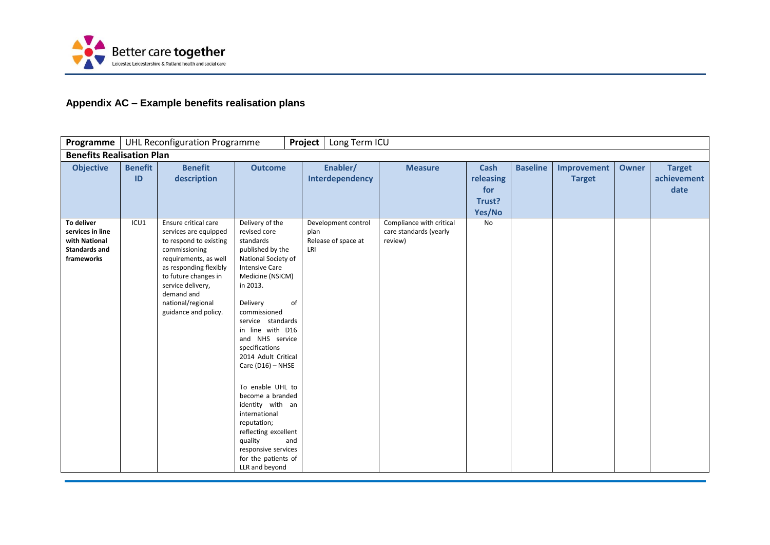## Appendix AC – Example benefits realisation plans

| Programme | UHL Reconfiguration Programme | | | Project | Long Term ICU | | | | | |
|---|---|---|---|---|---|---|---|---|---|---|
| **Benefits Realisation Plan** | | | | | | | | | | |
| **Objective** | **Benefit ID** | **Benefit description** | **Outcome** | **Enabler/ Interdependency** | **Measure** | **Cash releasing for Trust? Yes/No** | **Baseline** | **Improvement Target** | **Owner** | **Target achievement date** |
| **To deliver services in line with National Standards and frameworks** | ICU1 | Ensure critical care services are equipped to respond to existing commissioning requirements, as well as responding flexibly to future changes in service delivery, demand and national/regional guidance and policy. | Delivery of the revised core standards published by the National Society of Intensive Care Medicine (NSICM) in 2013.<br><br>Delivery of commissioned service standards in line with D16 and NHS service specifications 2014 Adult Critical Care (D16) – NHSE<br><br>To enable UHL to become a branded identity with an international reputation; reflecting excellent quality and responsive services for the patients of LLR and beyond | Development control plan<br>Release of space at LRI | Compliance with critical care standards (yearly review) | No | | | | |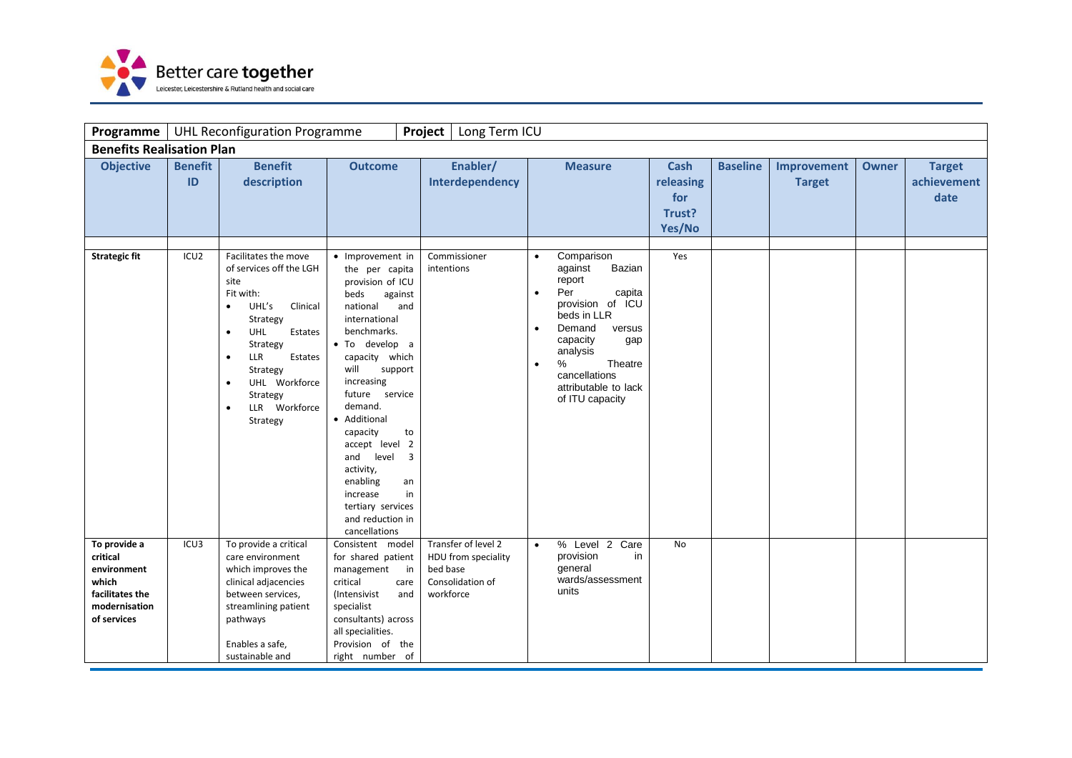| Programme | UHL Reconfiguration Programme | | | Project | Long Term ICU | | | | |
|---|---|---|---|---|---|---|---|---|---|
| **Benefits Realisation Plan** | | | | | | | | | |
| **Objective** | **Benefit ID** | **Benefit description** | **Outcome** | **Enabler/ Interdependency** | **Measure** | **Cash releasing for Trust? Yes/No** | **Baseline** | **Improvement Target** | **Owner** | **Target achievement date** |
| | | | | | | | | | | |
| **Strategic fit** | ICU2 | Facilitates the move of services off the LGH site<br>Fit with:<br>• UHL's Clinical Strategy<br>• UHL Estates Strategy<br>• LLR Estates Strategy<br>• UHL Workforce Strategy<br>• LLR Workforce Strategy | • Improvement in the per capita provision of ICU beds against national and international benchmarks.<br>• To develop a capacity which will support increasing future service demand.<br>• Additional capacity to accept level 2 and level 3 activity, enabling an increase in tertiary services and reduction in cancellations | Commissioner intentions | • Comparison against Bazian report<br>• Per capita provision of ICU beds in LLR<br>• Demand versus capacity gap analysis<br>• % Theatre cancellations attributable to lack of ITU capacity | Yes | | | | |
| **To provide a critical environment which facilitates the modernisation of services** | ICU3 | To provide a critical care environment which improves the clinical adjacencies between services, streamlining patient pathways<br><br>Enables a safe, sustainable and | Consistent model for shared patient management in critical care (Intensivist and specialist consultants) across all specialities.<br>Provision of the right number of | Transfer of level 2 HDU from speciality bed base<br>Consolidation of workforce | • % Level 2 Care provision in general wards/assessment units | No | | | | |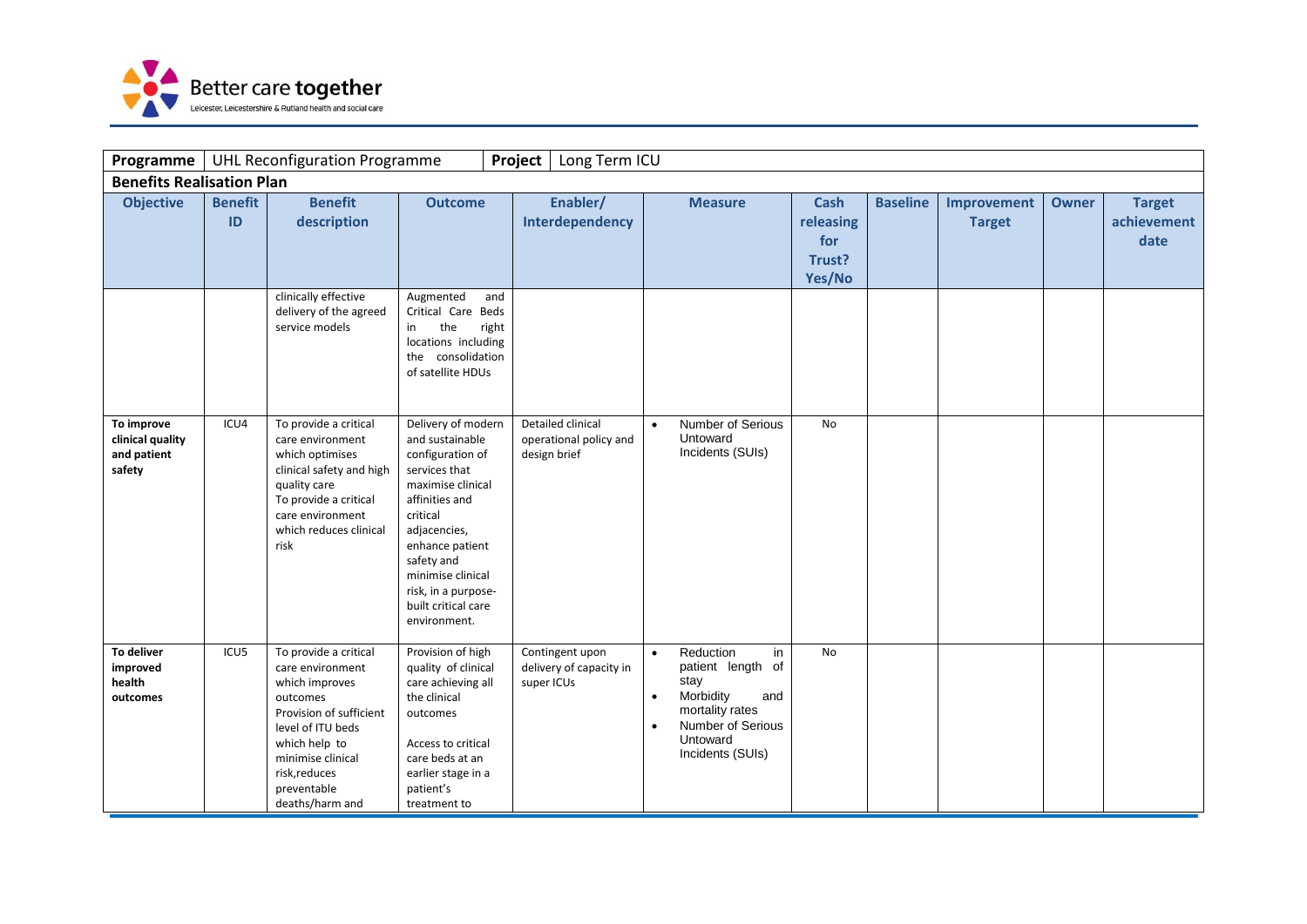| Programme | UHL Reconfiguration Programme | | | Project | Long Term ICU | | | | | |
|---|---|---|---|---|---|---|---|---|---|---|
| **Benefits Realisation Plan** | | | | | | | | | | |
| **Objective** | **Benefit ID** | **Benefit description** | **Outcome** | **Enabler/ Interdependency** | **Measure** | **Cash releasing for Trust? Yes/No** | **Baseline** | **Improvement Target** | **Owner** | **Target achievement date** |
| | | clinically effective delivery of the agreed service models | Augmented and Critical Care Beds in the right locations including the consolidation of satellite HDUs | | | | | | | |
| **To improve clinical quality and patient safety** | ICU4 | To provide a critical care environment which optimises clinical safety and high quality care<br>To provide a critical care environment which reduces clinical risk | Delivery of modern and sustainable configuration of services that maximise clinical affinities and critical adjacencies, enhance patient safety and minimise clinical risk, in a purpose-built critical care environment. | Detailed clinical operational policy and design brief | • Number of Serious Untoward Incidents (SUIs) | No | | | | |
| **To deliver improved health outcomes** | ICU5 | To provide a critical care environment which improves outcomes<br>Provision of sufficient level of ITU beds which help to minimise clinical risk,reduces preventable deaths/harm and | Provision of high quality of clinical care achieving all the clinical outcomes<br><br>Access to critical care beds at an earlier stage in a patient's treatment to | Contingent upon delivery of capacity in super ICUs | • Reduction in patient length of stay<br>• Morbidity and mortality rates<br>• Number of Serious Untoward Incidents (SUIs) | No | | | | |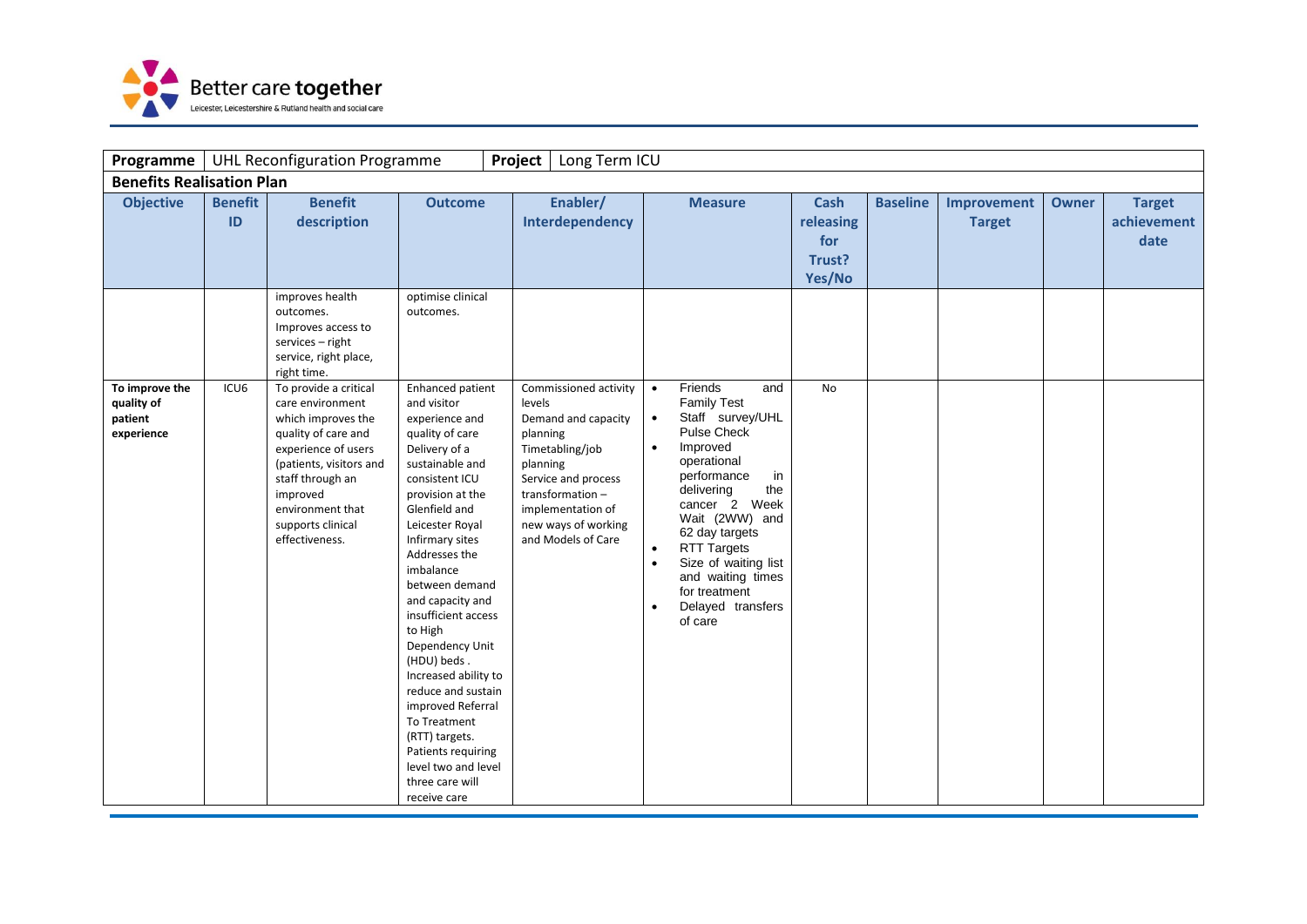| Programme | UHL Reconfiguration Programme | | Project | Long Term ICU | | | | | |
|---|---|---|---|---|---|---|---|---|---|
| **Benefits Realisation Plan** | | | | | | | | | |
| **Objective** | **Benefit ID** | **Benefit description** | **Outcome** | **Enabler/ Interdependency** | **Measure** | **Cash releasing for Trust? Yes/No** | **Baseline** | **Improvement Target** | **Owner** | **Target achievement date** |
| | | improves health outcomes. Improves access to services – right service, right place, right time. | optimise clinical outcomes. | | | | | | | |
| **To improve the quality of patient experience** | ICU6 | To provide a critical care environment which improves the quality of care and experience of users (patients, visitors and staff through an improved environment that supports clinical effectiveness. | Enhanced patient and visitor experience and quality of care Delivery of a sustainable and consistent ICU provision at the Glenfield and Leicester Royal Infirmary sites Addresses the imbalance between demand and capacity and insufficient access to High Dependency Unit (HDU) beds . Increased ability to reduce and sustain improved Referral To Treatment (RTT) targets. Patients requiring level two and level three care will receive care | Commissioned activity levels Demand and capacity planning Timetabling/job planning Service and process transformation – implementation of new ways of working and Models of Care | • Friends and Family Test • Staff survey/UHL Pulse Check • Improved operational performance in delivering the cancer 2 Week Wait (2WW) and 62 day targets • RTT Targets • Size of waiting list and waiting times for treatment • Delayed transfers of care | No | | | | |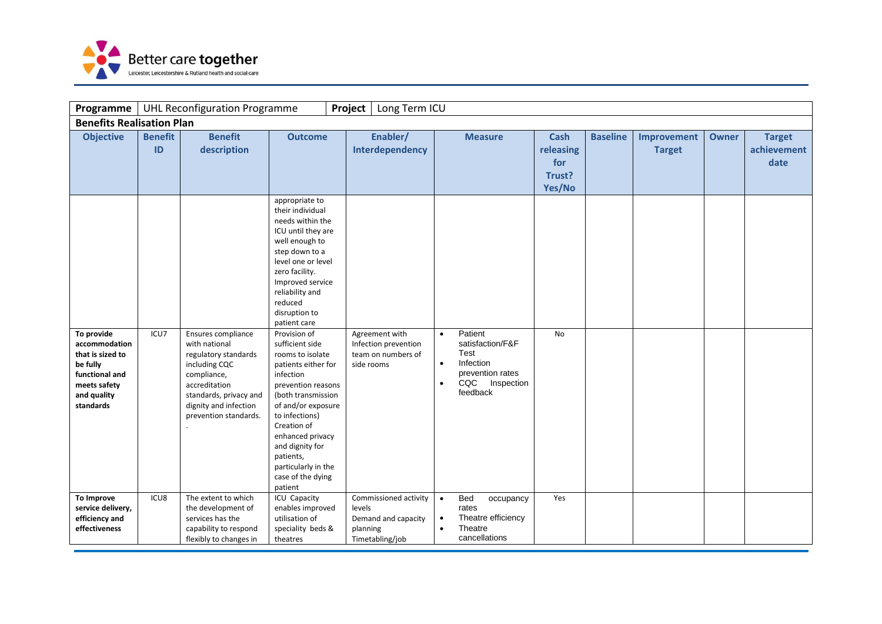| Programme | UHL Reconfiguration Programme | | | Project | Long Term ICU | | | | | |
|---|---|---|---|---|---|---|---|---|---|---|
| **Benefits Realisation Plan** | | | | | | | | | | |
| **Objective** | **Benefit ID** | **Benefit description** | **Outcome** | **Enabler/ Interdependency** | **Measure** | **Cash releasing for Trust? Yes/No** | **Baseline** | **Improvement Target** | **Owner** | **Target achievement date** |
| | | | appropriate to their individual needs within the ICU until they are well enough to step down to a level one or level zero facility. Improved service reliability and reduced disruption to patient care | | | | | | | |
| **To provide accommodation that is sized to be fully functional and meets safety and quality standards** | ICU7 | Ensures compliance with national regulatory standards including CQC compliance, accreditation standards, privacy and dignity and infection prevention standards. . | Provision of sufficient side rooms to isolate patients either for infection prevention reasons (both transmission of and/or exposure to infections) Creation of enhanced privacy and dignity for patients, particularly in the case of the dying patient | Agreement with Infection prevention team on numbers of side rooms | • Patient satisfaction/F&F Test<br>• Infection prevention rates<br>• CQC Inspection feedback | No | | | | |
| **To Improve service delivery, efficiency and effectiveness** | ICU8 | The extent to which the development of services has the capability to respond flexibly to changes in | ICU Capacity enables improved utilisation of speciality beds & theatres | Commissioned activity levels<br>Demand and capacity planning<br>Timetabling/job | • Bed occupancy rates<br>• Theatre efficiency<br>• Theatre cancellations | Yes | | | | |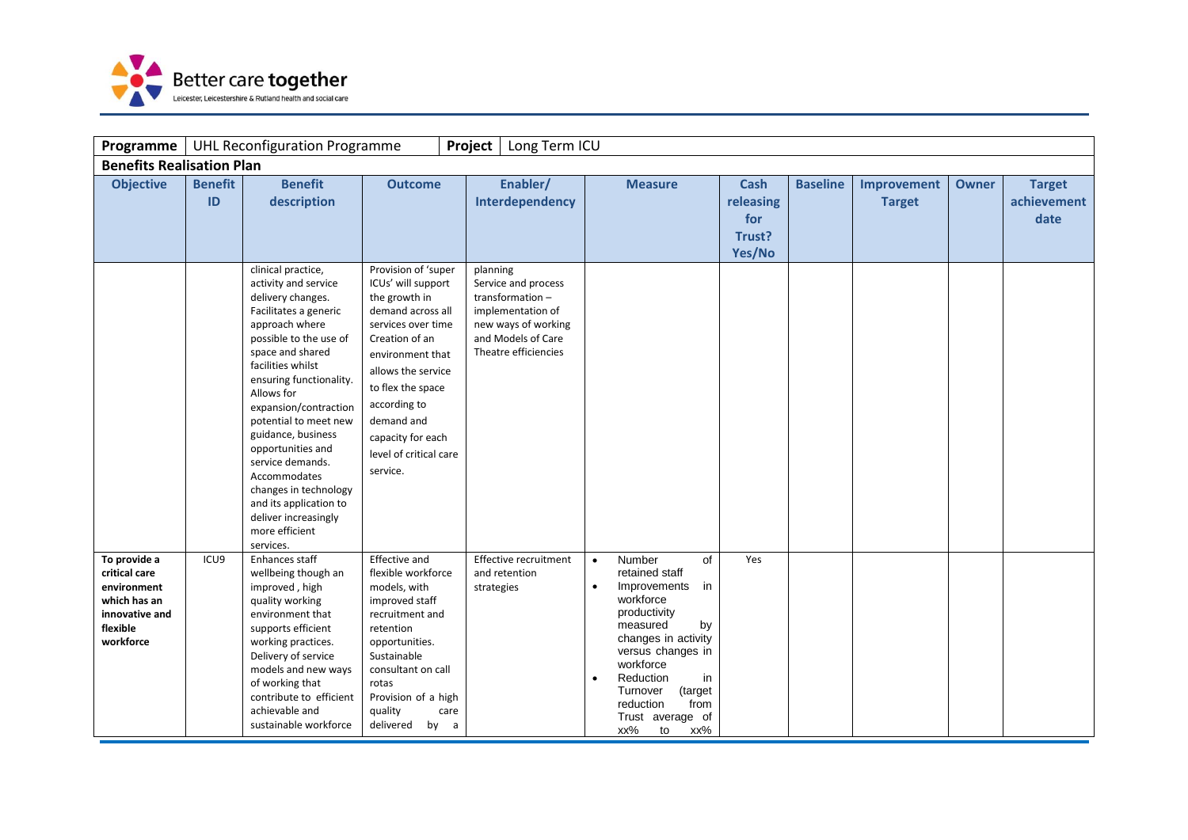| Programme | UHL Reconfiguration Programme | | | Project | Long Term ICU | | | | | |
|---|---|---|---|---|---|---|---|---|---|---|
| **Benefits Realisation Plan** | | | | | | | | | | |
| **Objective** | **Benefit ID** | **Benefit description** | **Outcome** | **Enabler/ Interdependency** | **Measure** | **Cash releasing for Trust? Yes/No** | **Baseline** | **Improvement Target** | **Owner** | **Target achievement date** |
| | | clinical practice, activity and service delivery changes. Facilitates a generic approach where possible to the use of space and shared facilities whilst ensuring functionality. Allows for expansion/contraction potential to meet new guidance, business opportunities and service demands. Accommodates changes in technology and its application to deliver increasingly more efficient services. | Provision of 'super ICUs' will support the growth in demand across all services over time Creation of an environment that allows the service to flex the space according to demand and capacity for each level of critical care service. | planning Service and process transformation – implementation of new ways of working and Models of Care Theatre efficiencies | | | | | | |
| **To provide a critical care environment which has an innovative and flexible workforce** | ICU9 | Enhances staff wellbeing though an improved , high quality working environment that supports efficient working practices. Delivery of service models and new ways of working that contribute to efficient achievable and sustainable workforce | Effective and flexible workforce models, with improved staff recruitment and retention opportunities. Sustainable consultant on call rotas Provision of a high quality care delivered by a | Effective recruitment and retention strategies | • Number of retained staff<br>• Improvements in workforce productivity measured by changes in activity versus changes in workforce<br>• Reduction in Turnover (target reduction from Trust average of xx% to xx% | Yes | | | | |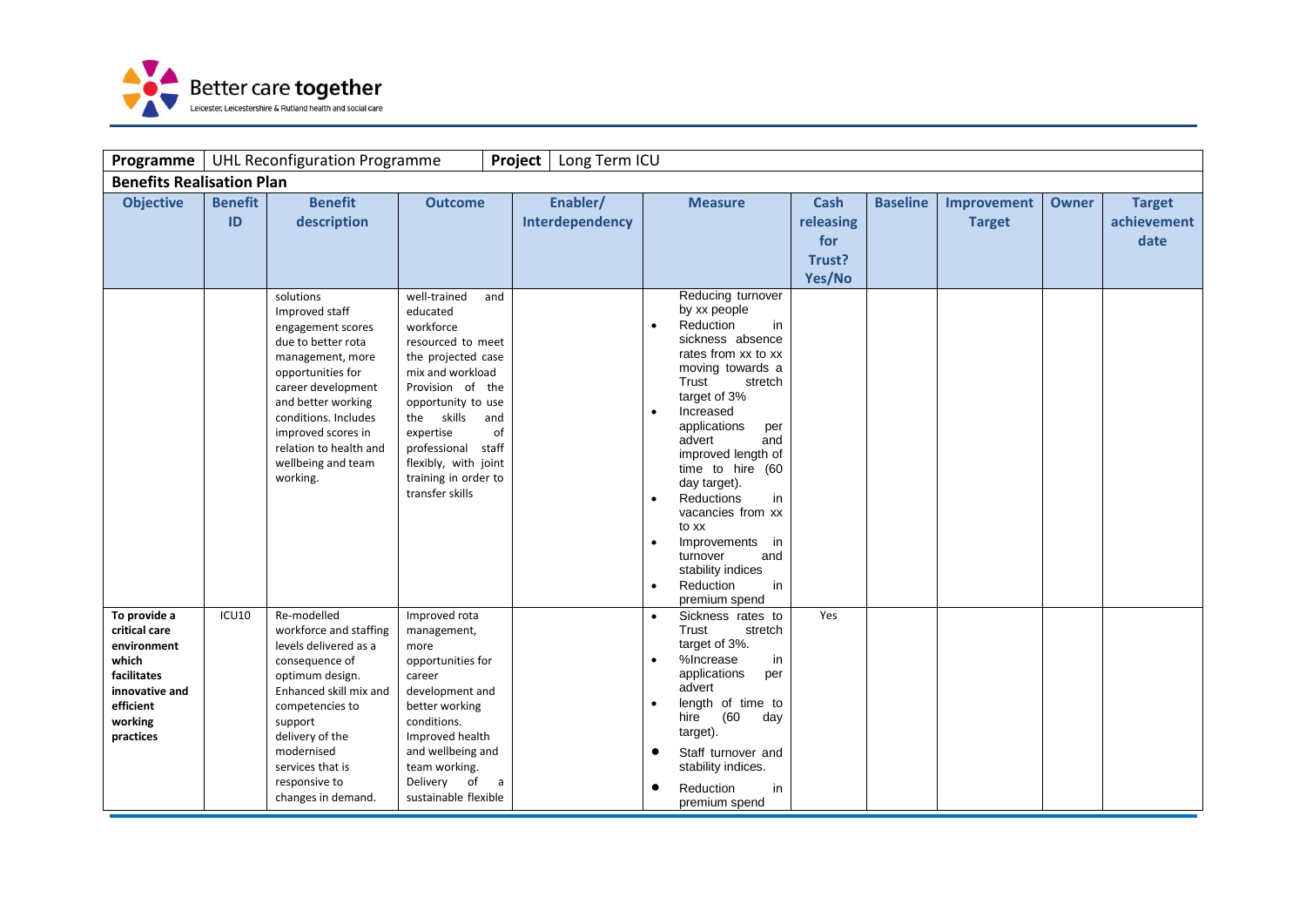| Programme | UHL Reconfiguration Programme | | Project | Long Term ICU | | | | | |
|---|---|---|---|---|---|---|---|---|---|
| **Benefits Realisation Plan** | | | | | | | | | |
| **Objective** | **Benefit ID** | **Benefit description** | **Outcome** | **Enabler/ Interdependency** | **Measure** | **Cash releasing for Trust? Yes/No** | **Baseline** | **Improvement Target** | **Owner** | **Target achievement date** |
| | | solutions<br>Improved staff engagement scores due to better rota management, more opportunities for career development and better working conditions. Includes improved scores in relation to health and wellbeing and team working. | well-trained and educated workforce resourced to meet the projected case mix and workload<br>Provision of the opportunity to use the skills and expertise of professional staff flexibly, with joint training in order to transfer skills | | Reducing turnover by xx people<br>• Reduction in sickness absence rates from xx to xx moving towards a Trust stretch target of 3%<br>• Increased applications per advert and improved length of time to hire (60 day target).<br>• Reductions in vacancies from xx to xx<br>• Improvements in turnover and stability indices<br>• Reduction in premium spend | | | | | |
| To provide a critical care environment which facilitates innovative and efficient working practices | ICU10 | Re-modelled workforce and staffing levels delivered as a consequence of optimum design. Enhanced skill mix and competencies to support delivery of the modernised services that is responsive to changes in demand. | Improved rota management, more opportunities for career development and better working conditions. Improved health and wellbeing and team working. Delivery of a sustainable flexible | | • Sickness rates to Trust stretch target of 3%.<br>• %Increase in applications per advert<br>• length of time to hire (60 day target).<br>• Staff turnover and stability indices.<br>• Reduction in premium spend | Yes | | | | |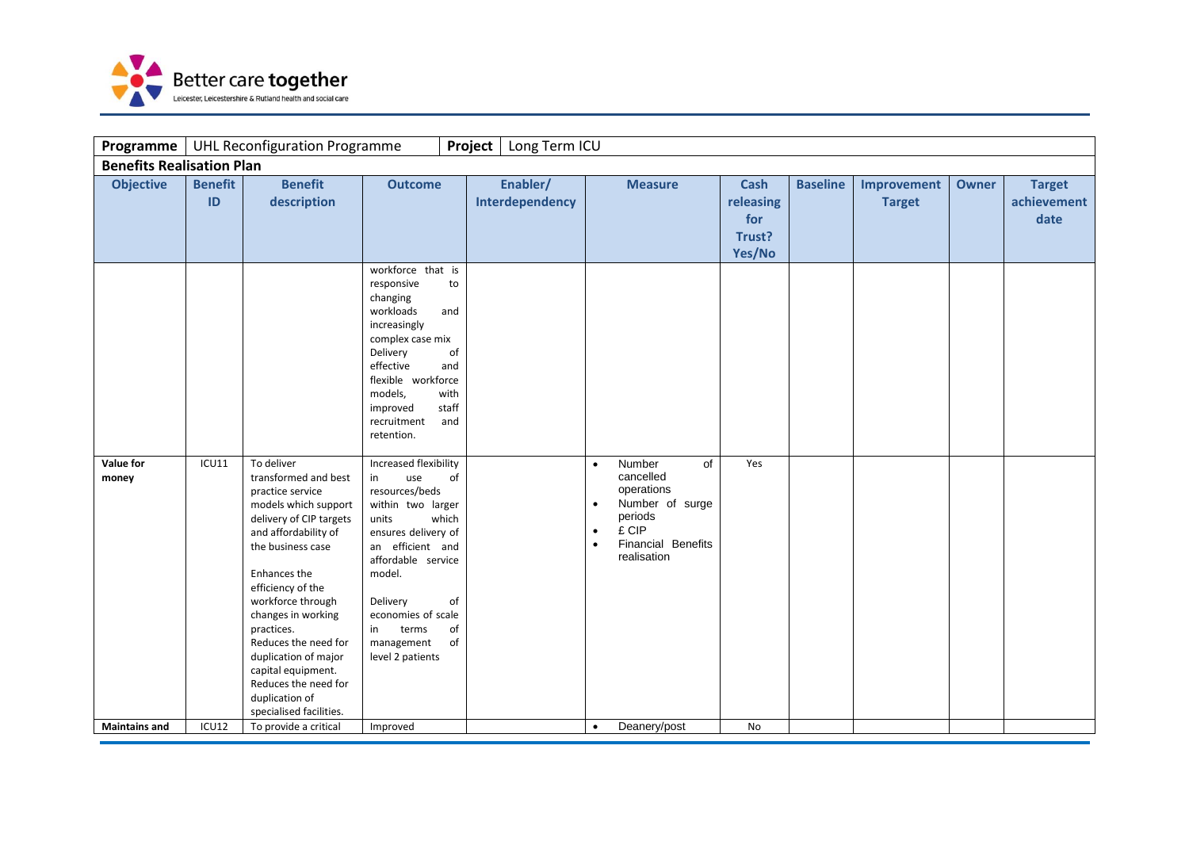| Programme | UHL Reconfiguration Programme | | | Project | Long Term ICU | | | | | |
|---|---|---|---|---|---|---|---|---|---|---|
| **Benefits Realisation Plan** | | | | | | | | | | |
| **Objective** | **Benefit ID** | **Benefit description** | **Outcome** | **Enabler/ Interdependency** | **Measure** | **Cash releasing for Trust? Yes/No** | **Baseline** | **Improvement Target** | **Owner** | **Target achievement date** |
| | | | workforce that is responsive to changing workloads and increasingly complex case mix Delivery of effective and flexible workforce models, with improved staff recruitment and retention. | | | | | | | |
| **Value for money** | ICU11 | To deliver transformed and best practice service models which support delivery of CIP targets and affordability of the business case<br><br>Enhances the efficiency of the workforce through changes in working practices.<br>Reduces the need for duplication of major capital equipment.<br>Reduces the need for duplication of specialised facilities. | Increased flexibility in use of resources/beds within two larger units which ensures delivery of an efficient and affordable service model.<br><br>Delivery of economies of scale in terms of management of level 2 patients | | • Number of cancelled operations<br>• Number of surge periods<br>• £ CIP<br>• Financial Benefits realisation | Yes | | | | |
| **Maintains and** | ICU12 | To provide a critical | Improved | | • Deanery/post | No | | | | |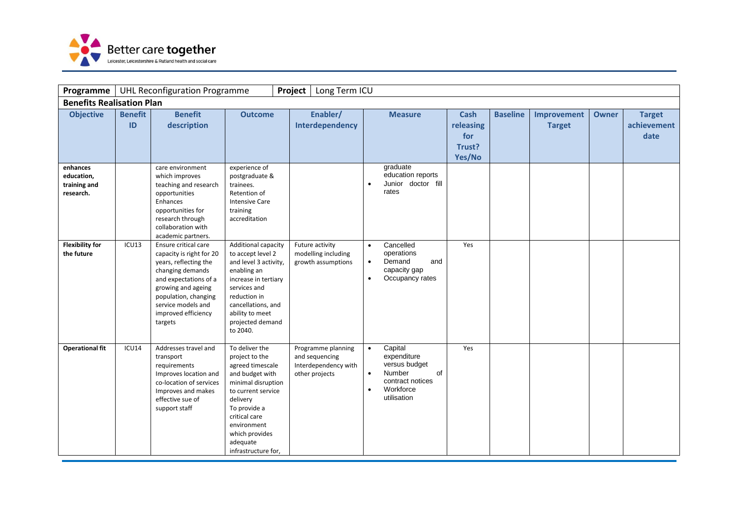| Programme | UHL Reconfiguration Programme | | | Project | Long Term ICU | | | | | |
|---|---|---|---|---|---|---|---|---|---|---|
| **Benefits Realisation Plan** | | | | | | | | | | |
| **Objective** | **Benefit ID** | **Benefit description** | **Outcome** | **Enabler/ Interdependency** | **Measure** | **Cash releasing for Trust? Yes/No** | **Baseline** | **Improvement Target** | **Owner** | **Target achievement date** |
| **enhances education, training and research.** | | care environment which improves teaching and research opportunities Enhances opportunities for research through collaboration with academic partners. | experience of postgraduate & trainees. Retention of Intensive Care training accreditation | | graduate education reports<br>• Junior doctor fill rates | | | | | |
| **Flexibility for the future** | ICU13 | Ensure critical care capacity is right for 20 years, reflecting the changing demands and expectations of a growing and ageing population, changing service models and improved efficiency targets | Additional capacity to accept level 2 and level 3 activity, enabling an increase in tertiary services and reduction in cancellations, and ability to meet projected demand to 2040. | Future activity modelling including growth assumptions | • Cancelled operations<br>• Demand and capacity gap<br>• Occupancy rates | Yes | | | | |
| **Operational fit** | ICU14 | Addresses travel and transport requirements Improves location and co-location of services Improves and makes effective sue of support staff | To deliver the project to the agreed timescale and budget with minimal disruption to current service delivery To provide a critical care environment which provides adequate infrastructure for, | Programme planning and sequencing Interdependency with other projects | • Capital expenditure versus budget<br>• Number of contract notices<br>• Workforce utilisation | Yes | | | | |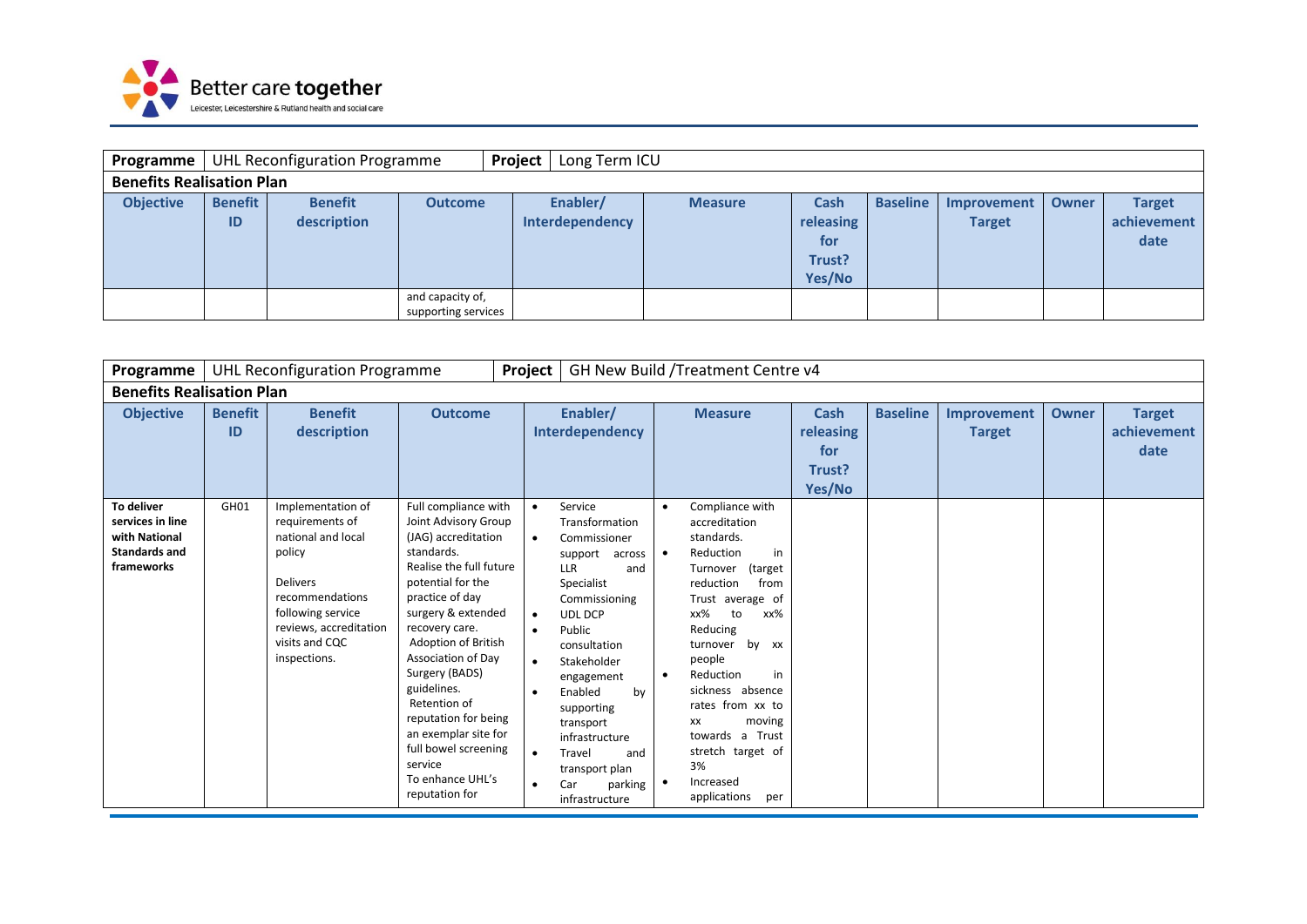| Programme | UHL Reconfiguration Programme | | | Project | Long Term ICU | | | | | |
|---|---|---|---|---|---|---|---|---|---|---|
| **Benefits Realisation Plan** | | | | | | | | | | |
| **Objective** | **Benefit ID** | **Benefit description** | **Outcome** | **Enabler/ Interdependency** | **Measure** | **Cash releasing for Trust? Yes/No** | **Baseline** | **Improvement Target** | **Owner** | **Target achievement date** |
| | | | and capacity of, supporting services | | | | | | | |

| Programme | UHL Reconfiguration Programme | | | Project | GH New Build /Treatment Centre v4 | | | | | |
|---|---|---|---|---|---|---|---|---|---|---|
| **Benefits Realisation Plan** | | | | | | | | | | |
| **Objective** | **Benefit ID** | **Benefit description** | **Outcome** | **Enabler/ Interdependency** | **Measure** | **Cash releasing for Trust? Yes/No** | **Baseline** | **Improvement Target** | **Owner** | **Target achievement date** |
| **To deliver services in line with National Standards and frameworks** | GH01 | Implementation of requirements of national and local policy<br><br>Delivers recommendations following service reviews, accreditation visits and CQC inspections. | Full compliance with Joint Advisory Group (JAG) accreditation standards.<br>Realise the full future potential for the practice of day surgery & extended recovery care.<br>Adoption of British Association of Day Surgery (BADS) guidelines.<br>Retention of reputation for being an exemplar site for full bowel screening service<br>To enhance UHL's reputation for | • Service Transformation<br>• Commissioner support across LLR and Specialist Commissioning<br>• UDL DCP<br>• Public consultation<br>• Stakeholder engagement<br>• Enabled by supporting transport infrastructure<br>• Travel and transport plan<br>• Car parking infrastructure | • Compliance with accreditation standards.<br>• Reduction in Turnover (target reduction from Trust average of xx% to xx%<br>Reducing turnover by xx people<br>• Reduction in sickness absence rates from xx to xx moving towards a Trust stretch target of 3%<br>• Increased applications per | | | | | |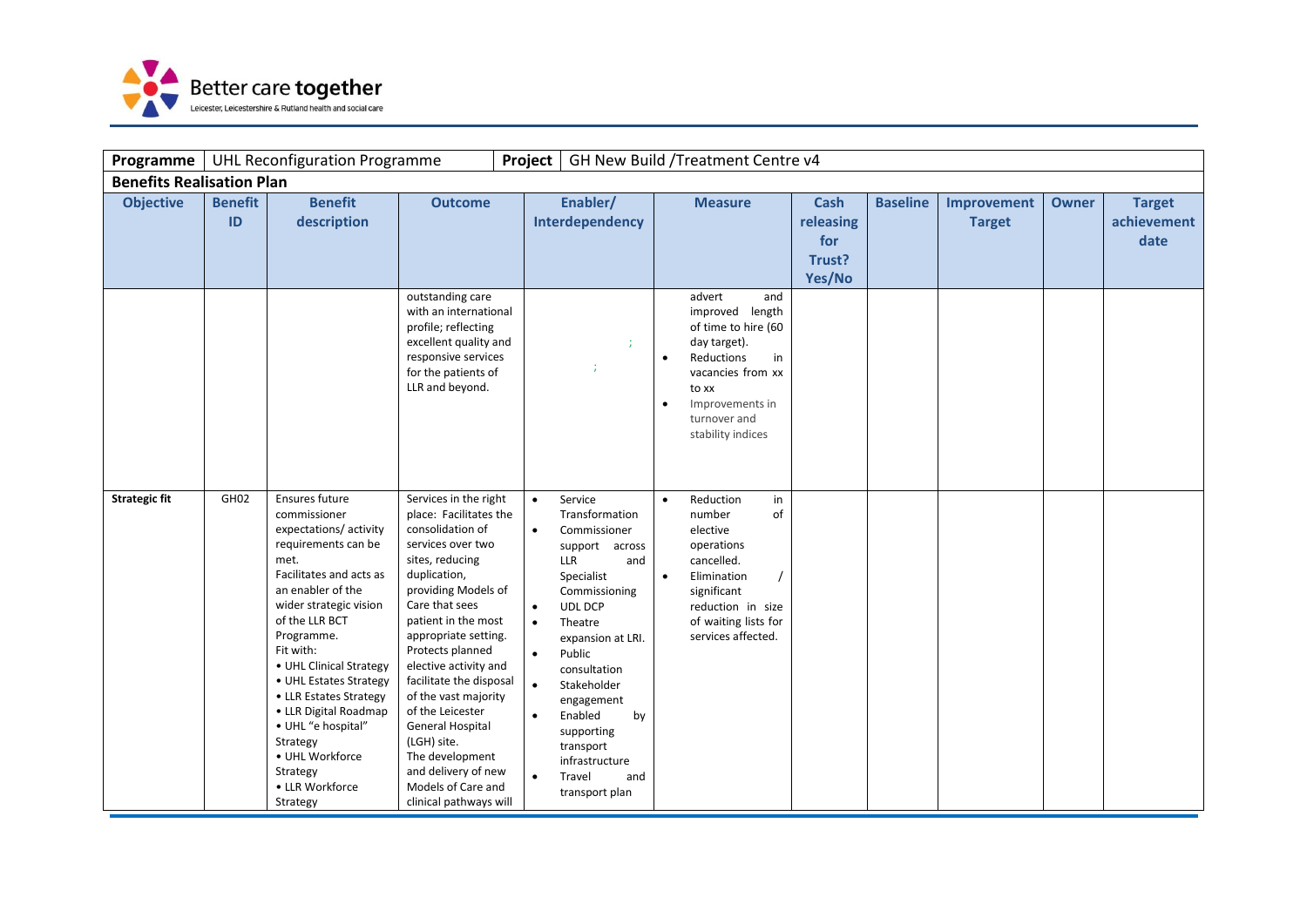| Programme | UHL Reconfiguration Programme | | | Project | GH New Build /Treatment Centre v4 | | | | | |
|---|---|---|---|---|---|---|---|---|---|---|
| **Benefits Realisation Plan** | | | | | | | | | | |
| **Objective** | **Benefit ID** | **Benefit description** | **Outcome** | **Enabler/ Interdependency** | **Measure** | **Cash releasing for Trust? Yes/No** | **Baseline** | **Improvement Target** | **Owner** | **Target achievement date** |
| | | | outstanding care with an international profile; reflecting excellent quality and responsive services for the patients of LLR and beyond. | ; ; | advert and improved length of time to hire (60 day target).<br>• Reductions in vacancies from xx to xx<br>• Improvements in turnover and stability indices | | | | | |
| **Strategic fit** | GH02 | Ensures future commissioner expectations/ activity requirements can be met.<br>Facilitates and acts as an enabler of the wider strategic vision of the LLR BCT Programme.<br>Fit with:<br>• UHL Clinical Strategy<br>• UHL Estates Strategy<br>• LLR Estates Strategy<br>• LLR Digital Roadmap<br>• UHL "e hospital" Strategy<br>• UHL Workforce Strategy<br>• LLR Workforce Strategy | Services in the right place: Facilitates the consolidation of services over two sites, reducing duplication, providing Models of Care that sees patient in the most appropriate setting. Protects planned elective activity and facilitate the disposal of the vast majority of the Leicester General Hospital (LGH) site.<br>The development and delivery of new Models of Care and clinical pathways will | • Service Transformation<br>• Commissioner support across LLR and Specialist Commissioning<br>• UDL DCP<br>• Theatre expansion at LRI.<br>• Public consultation<br>• Stakeholder engagement<br>• Enabled by supporting transport infrastructure<br>• Travel and transport plan | • Reduction in number of elective operations cancelled.<br>• Elimination / significant reduction in size of waiting lists for services affected. | | | | | |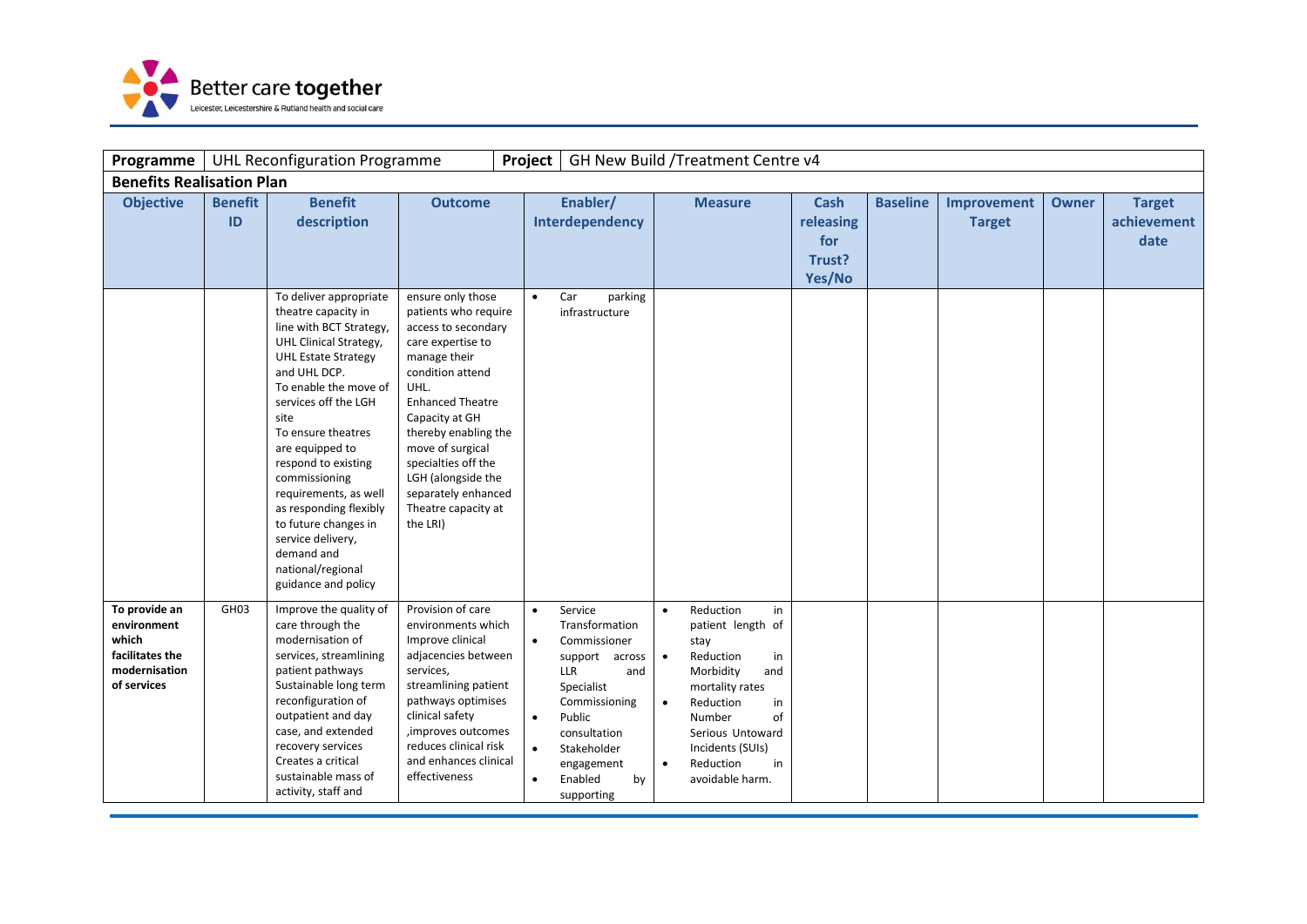| Programme | UHL Reconfiguration Programme | | Project | GH New Build /Treatment Centre v4 | | | | | |
|---|---|---|---|---|---|---|---|---|---|
| **Benefits Realisation Plan** | | | | | | | | | |
| **Objective** | **Benefit ID** | **Benefit description** | **Outcome** | **Enabler/ Interdependency** | **Measure** | **Cash releasing for Trust? Yes/No** | **Baseline** | **Improvement Target** | **Owner** | **Target achievement date** |
| | | To deliver appropriate theatre capacity in line with BCT Strategy, UHL Clinical Strategy, UHL Estate Strategy and UHL DCP. To enable the move of services off the LGH site To ensure theatres are equipped to respond to existing commissioning requirements, as well as responding flexibly to future changes in service delivery, demand and national/regional guidance and policy | ensure only those patients who require access to secondary care expertise to manage their condition attend UHL. Enhanced Theatre Capacity at GH thereby enabling the move of surgical specialties off the LGH (alongside the separately enhanced Theatre capacity at the LRI) | • Car parking infrastructure | | | | | | |
| **To provide an environment which facilitates the modernisation of services** | GH03 | Improve the quality of care through the modernisation of services, streamlining patient pathways Sustainable long term reconfiguration of outpatient and day case, and extended recovery services Creates a critical sustainable mass of activity, staff and | Provision of care environments which Improve clinical adjacencies between services, streamlining patient pathways optimises clinical safety ,improves outcomes reduces clinical risk and enhances clinical effectiveness | • Service Transformation • Commissioner support across LLR and Specialist Commissioning • Public consultation • Stakeholder engagement • Enabled by supporting | • Reduction in patient length of stay • Reduction in Morbidity and mortality rates • Reduction in Number of Serious Untoward Incidents (SUIs) • Reduction in avoidable harm. | | | | | |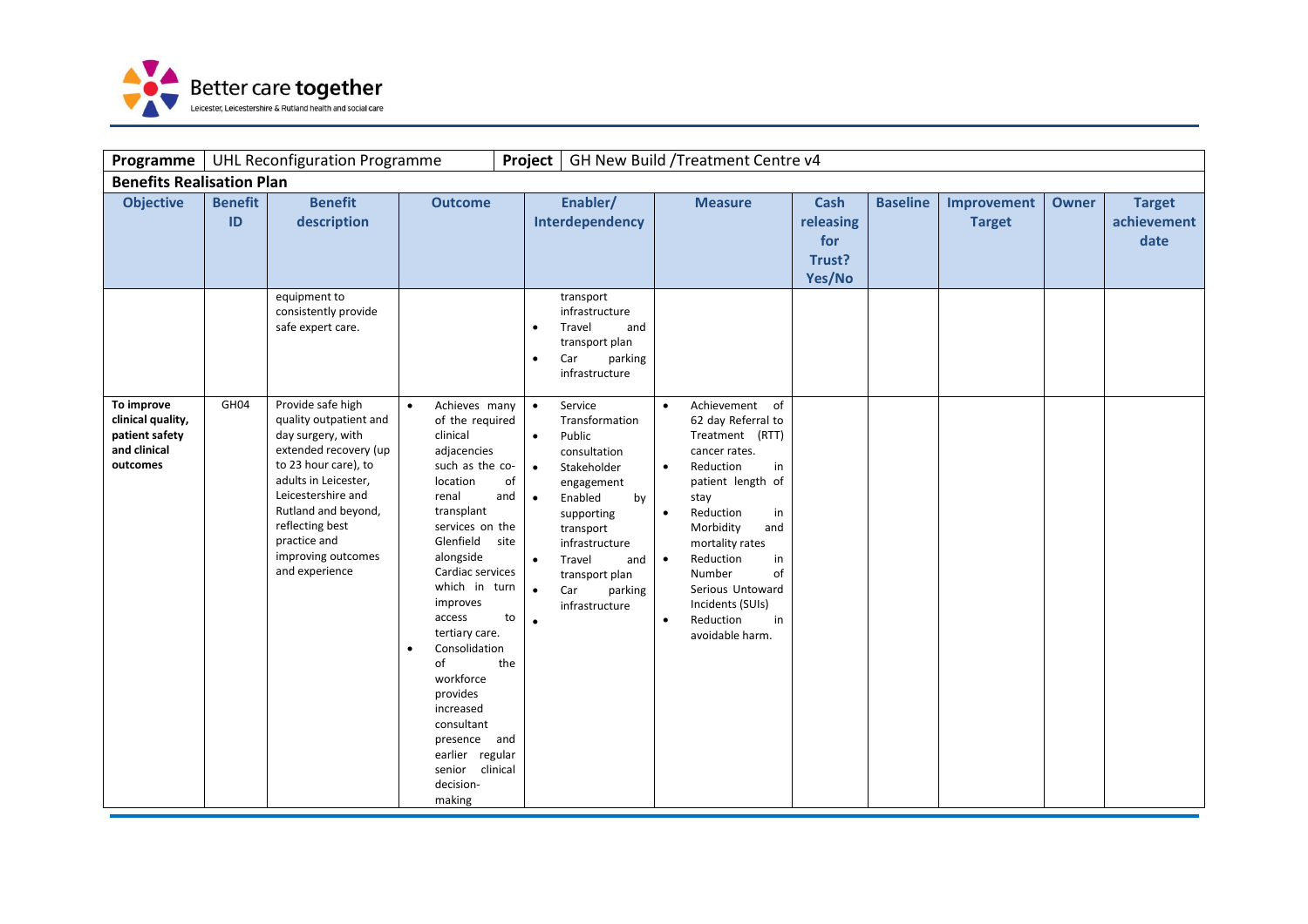| Programme | UHL Reconfiguration Programme | | | Project | GH New Build /Treatment Centre v4 | | | | | |
|---|---|---|---|---|---|---|---|---|---|---|
| **Benefits Realisation Plan** | | | | | | | | | | |
| **Objective** | **Benefit ID** | **Benefit description** | **Outcome** | **Enabler/ Interdependency** | **Measure** | **Cash releasing for Trust? Yes/No** | **Baseline** | **Improvement Target** | **Owner** | **Target achievement date** |
| | | equipment to consistently provide safe expert care. | | transport infrastructure<br>• Travel and transport plan<br>• Car parking infrastructure | | | | | | |
| **To improve clinical quality, patient safety and clinical outcomes** | GH04 | Provide safe high quality outpatient and day surgery, with extended recovery (up to 23 hour care), to adults in Leicester, Leicestershire and Rutland and beyond, reflecting best practice and improving outcomes and experience | • Achieves many of the required clinical adjacencies such as the co-location of renal and transplant services on the Glenfield site alongside Cardiac services which in turn improves access to tertiary care.<br>• Consolidation of the workforce provides increased consultant presence and earlier regular senior clinical decision-making | • Service Transformation<br>• Public consultation<br>• Stakeholder engagement<br>• Enabled by supporting transport infrastructure<br>• Travel and transport plan<br>• Car parking infrastructure<br>• | • Achievement of 62 day Referral to Treatment (RTT) cancer rates.<br>• Reduction in patient length of stay<br>• Reduction in Morbidity and mortality rates<br>• Reduction in Number of Serious Untoward Incidents (SUIs)<br>• Reduction in avoidable harm. | | | | | |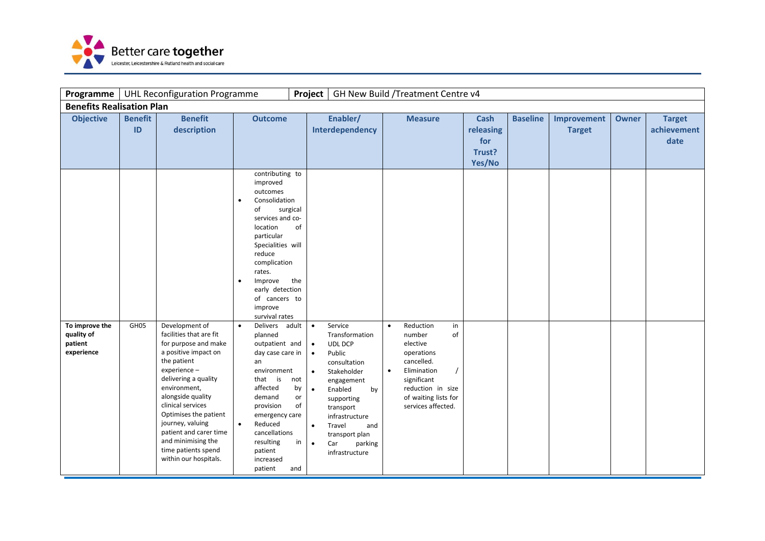| Programme | UHL Reconfiguration Programme | | | Project | GH New Build /Treatment Centre v4 | | | | | |
|---|---|---|---|---|---|---|---|---|---|---|
| **Benefits Realisation Plan** | | | | | | | | | | |
| **Objective** | **Benefit ID** | **Benefit description** | **Outcome** | **Enabler/ Interdependency** | **Measure** | **Cash releasing for Trust? Yes/No** | **Baseline** | **Improvement Target** | **Owner** | **Target achievement date** |
| | | | contributing to improved outcomes<br>• Consolidation of surgical services and co-location of particular Specialities will reduce complication rates.<br>• Improve the early detection of cancers to improve survival rates | | | | | | | |
| **To improve the quality of patient experience** | GH05 | Development of facilities that are fit for purpose and make a positive impact on the patient experience – delivering a quality environment, alongside quality clinical services Optimises the patient journey, valuing patient and carer time and minimising the time patients spend within our hospitals. | • Delivers adult planned outpatient and day case care in an environment that is not affected by demand or provision of emergency care<br>• Reduced cancellations resulting in patient increased patient and | • Service Transformation<br>• UDL DCP<br>• Public consultation<br>• Stakeholder engagement<br>• Enabled by supporting transport infrastructure<br>• Travel and transport plan<br>• Car parking infrastructure | • Reduction in number of elective operations cancelled.<br>• Elimination / significant reduction in size of waiting lists for services affected. | | | | | |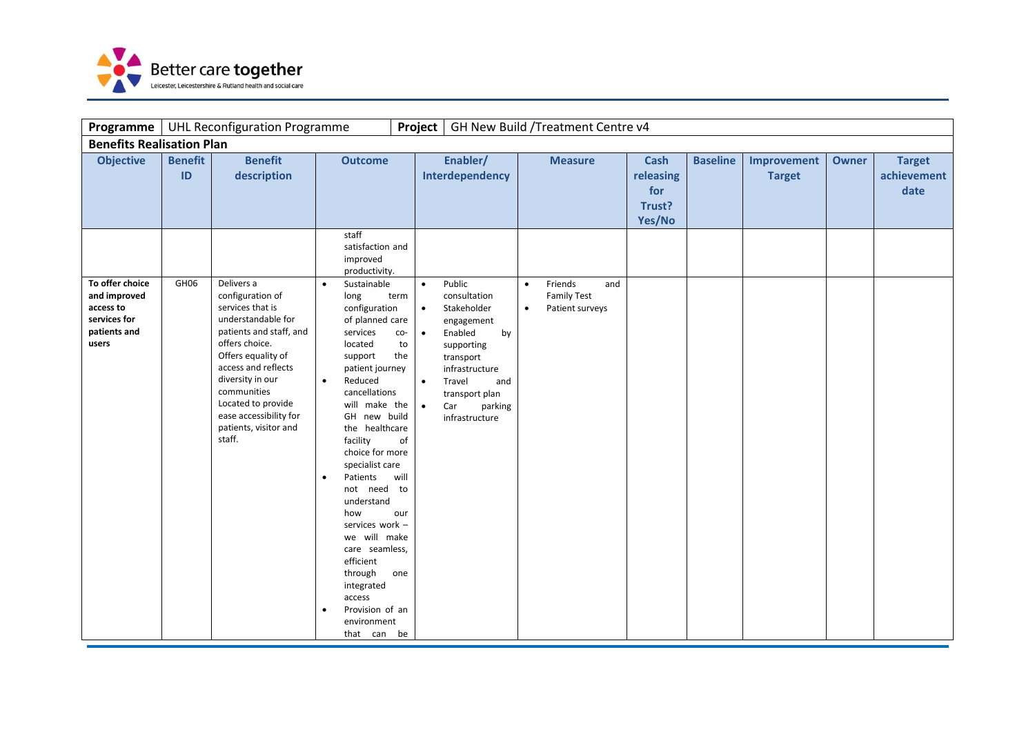| Programme | UHL Reconfiguration Programme | | | Project | GH New Build /Treatment Centre v4 | | | | | |
|---|---|---|---|---|---|---|---|---|---|---|
| **Benefits Realisation Plan** | | | | | | | | | | |
| **Objective** | **Benefit ID** | **Benefit description** | **Outcome** | **Enabler/ Interdependency** | **Measure** | **Cash releasing for Trust? Yes/No** | **Baseline** | **Improvement Target** | **Owner** | **Target achievement date** |
| | | | staff satisfaction and improved productivity. | | | | | | | |
| **To offer choice and improved access to services for patients and users** | GH06 | Delivers a configuration of services that is understandable for patients and staff, and offers choice. Offers equality of access and reflects diversity in our communities Located to provide ease accessibility for patients, visitor and staff. | • Sustainable long term configuration of planned care services co-located to support the patient journey<br>• Reduced cancellations will make the GH new build the healthcare facility of choice for more specialist care<br>• Patients will not need to understand how our services work – we will make care seamless, efficient through one integrated access<br>• Provision of an environment that can be | • Public consultation<br>• Stakeholder engagement<br>• Enabled by supporting transport infrastructure<br>• Travel and transport plan<br>• Car parking infrastructure | • Friends and Family Test<br>• Patient surveys | | | | | |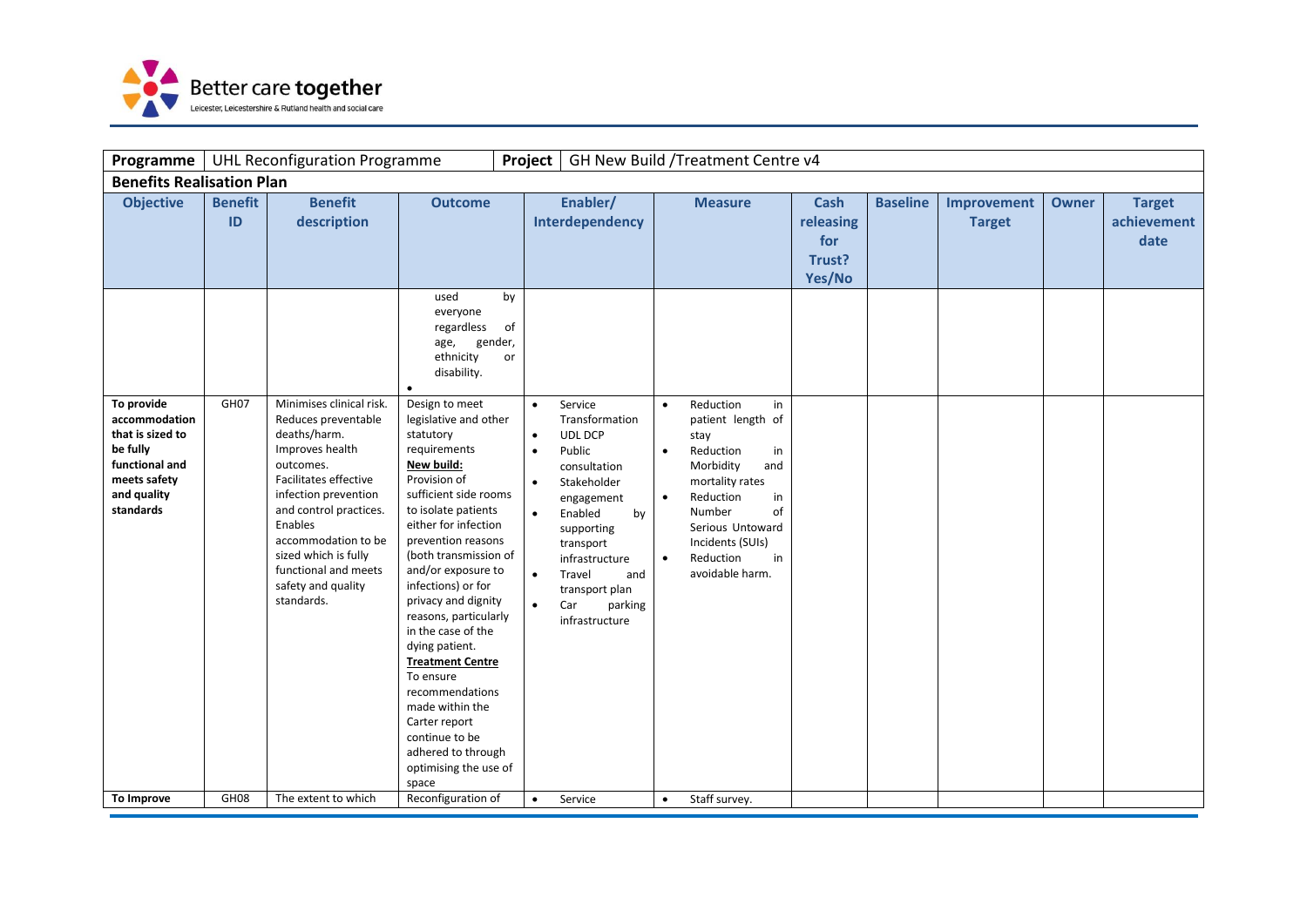| Programme | UHL Reconfiguration Programme | | | Project | GH New Build /Treatment Centre v4 | | | | | |
|---|---|---|---|---|---|---|---|---|---|---|
| **Benefits Realisation Plan** | | | | | | | | | | |
| **Objective** | **Benefit ID** | **Benefit description** | **Outcome** | **Enabler/ Interdependency** | **Measure** | **Cash releasing for Trust? Yes/No** | **Baseline** | **Improvement Target** | **Owner** | **Target achievement date** |
| | | | used by everyone regardless of age, gender, ethnicity or disability. • | | | | | | | |
| **To provide accommodation that is sized to be fully functional and meets safety and quality standards** | GH07 | Minimises clinical risk. Reduces preventable deaths/harm. Improves health outcomes. Facilitates effective infection prevention and control practices. Enables accommodation to be sized which is fully functional and meets safety and quality standards. | Design to meet legislative and other statutory requirements<br>**New build:**<br>Provision of sufficient side rooms to isolate patients either for infection prevention reasons (both transmission of and/or exposure to infections) or for privacy and dignity reasons, particularly in the case of the dying patient.<br>**Treatment Centre**<br>To ensure recommendations made within the Carter report continue to be adhered to through optimising the use of space | • Service Transformation<br>• UDL DCP<br>• Public consultation<br>• Stakeholder engagement<br>• Enabled by supporting transport infrastructure<br>• Travel and transport plan<br>• Car parking infrastructure | • Reduction in patient length of stay<br>• Reduction in Morbidity and mortality rates<br>• Reduction in Number of Serious Untoward Incidents (SUIs)<br>• Reduction in avoidable harm. | | | | | |
| **To Improve** | GH08 | The extent to which | Reconfiguration of | • Service | • Staff survey. | | | | | |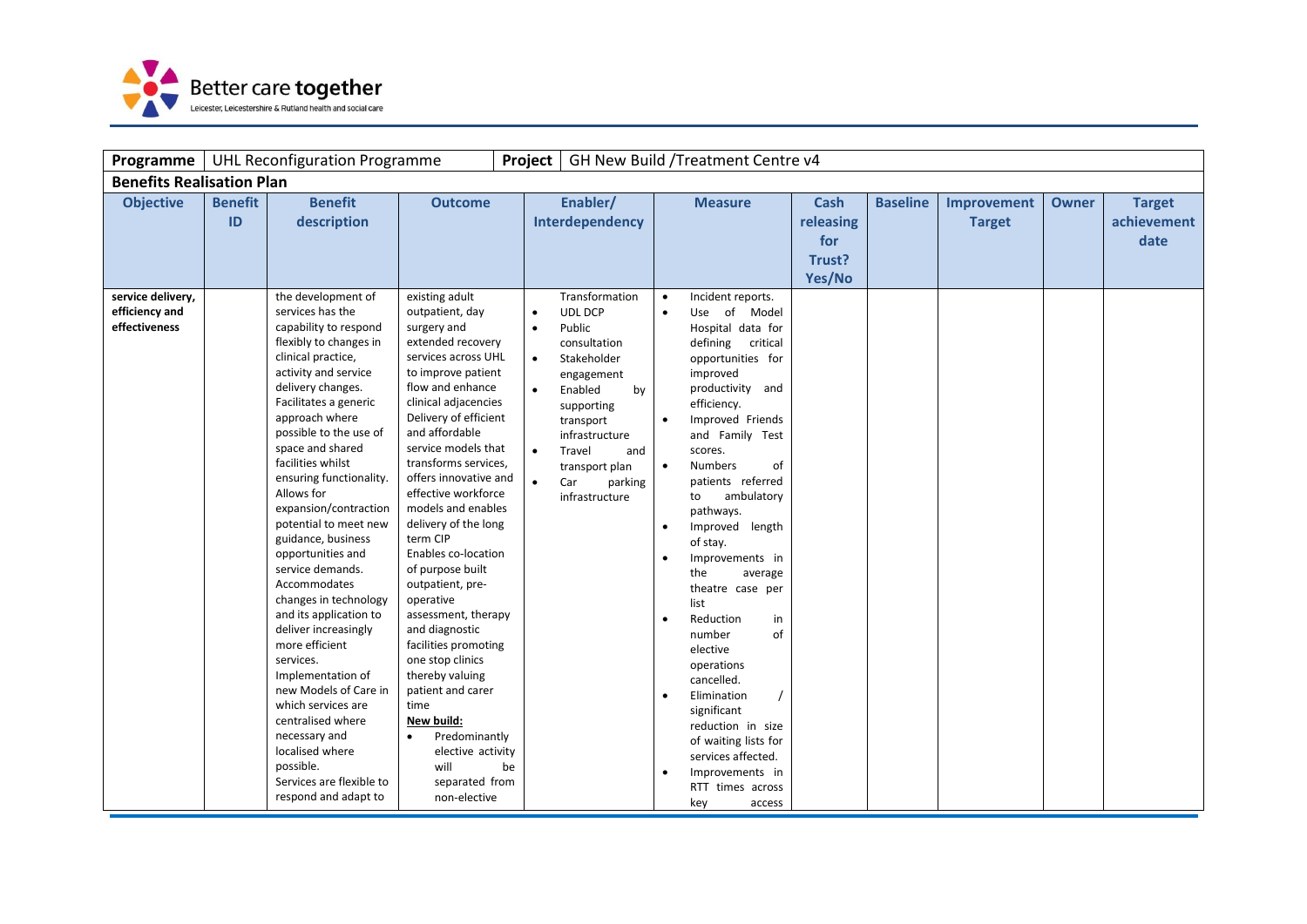| Programme | UHL Reconfiguration Programme | | | Project | GH New Build /Treatment Centre v4 | | | | | |
|---|---|---|---|---|---|---|---|---|---|---|
| **Benefits Realisation Plan** | | | | | | | | | | |
| **Objective** | **Benefit ID** | **Benefit description** | **Outcome** | **Enabler/ Interdependency** | **Measure** | **Cash releasing for Trust? Yes/No** | **Baseline** | **Improvement Target** | **Owner** | **Target achievement date** |
| **service delivery, efficiency and effectiveness** | | the development of services has the capability to respond flexibly to changes in clinical practice, activity and service delivery changes. Facilitates a generic approach where possible to the use of space and shared facilities whilst ensuring functionality. Allows for expansion/contraction potential to meet new guidance, business opportunities and service demands. Accommodates changes in technology and its application to deliver increasingly more efficient services. Implementation of new Models of Care in which services are centralised where necessary and localised where possible. Services are flexible to respond and adapt to | existing adult outpatient, day surgery and extended recovery services across UHL to improve patient flow and enhance clinical adjacencies Delivery of efficient and affordable service models that transforms services, offers innovative and effective workforce models and enables delivery of the long term CIP Enables co-location of purpose built outpatient, pre-operative assessment, therapy and diagnostic facilities promoting one stop clinics thereby valuing patient and carer time <u>**New build:**</u> • Predominantly elective activity will be separated from non-elective | Transformation • UDL DCP • Public consultation • Stakeholder engagement • Enabled by supporting transport infrastructure • Travel and transport plan • Car parking infrastructure | • Incident reports. • Use of Model Hospital data for defining critical opportunities for improved productivity and efficiency. • Improved Friends and Family Test scores. • Numbers of patients referred to ambulatory pathways. • Improved length of stay. • Improvements in the average theatre case per list • Reduction in number of elective operations cancelled. • Elimination / significant reduction in size of waiting lists for services affected. • Improvements in RTT times across key access | | | | | |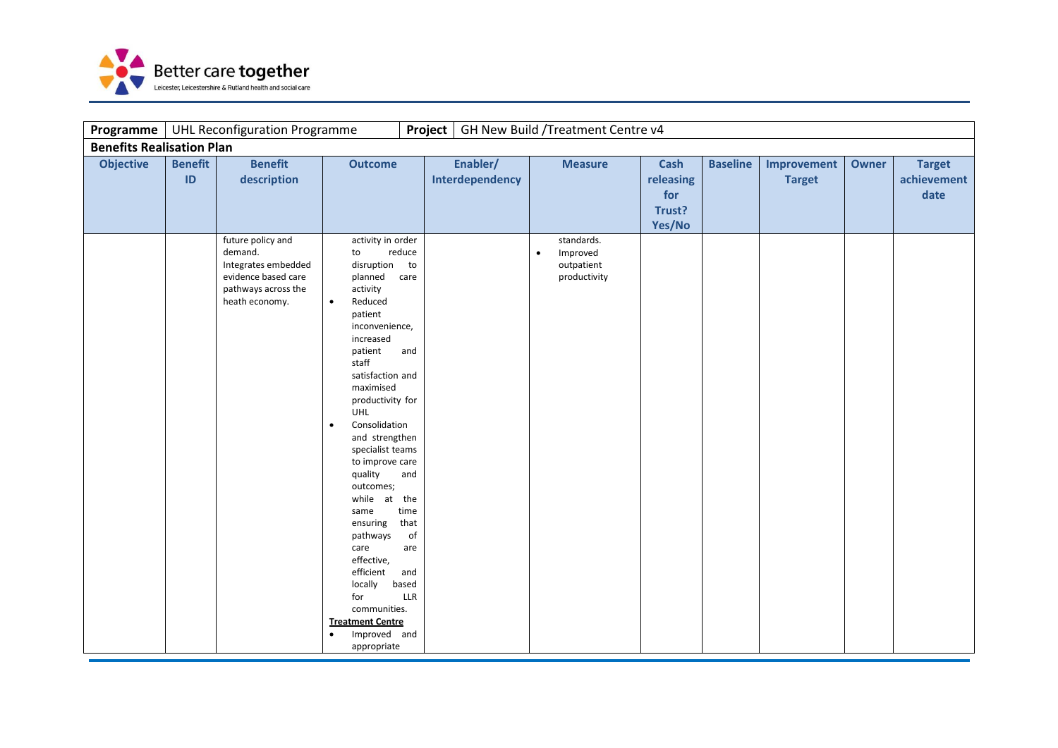| Programme | UHL Reconfiguration Programme | | | Project | GH New Build /Treatment Centre v4 | | | | | |
|---|---|---|---|---|---|---|---|---|---|---|
| **Benefits Realisation Plan** | | | | | | | | | | |
| **Objective** | **Benefit ID** | **Benefit description** | **Outcome** | **Enabler/ Interdependency** | **Measure** | **Cash releasing for Trust? Yes/No** | **Baseline** | **Improvement Target** | **Owner** | **Target achievement date** |
| | | future policy and demand. Integrates embedded evidence based care pathways across the heath economy. | activity in order to reduce disruption to planned care activity<br>• Reduced patient inconvenience, increased patient and staff satisfaction and maximised productivity for UHL<br>• Consolidation and strengthen specialist teams to improve care quality and outcomes; while at the same time ensuring that pathways of care are effective, efficient and locally based for LLR communities.<br>**Treatment Centre**<br>• Improved and appropriate | | standards.<br>• Improved outpatient productivity | | | | | |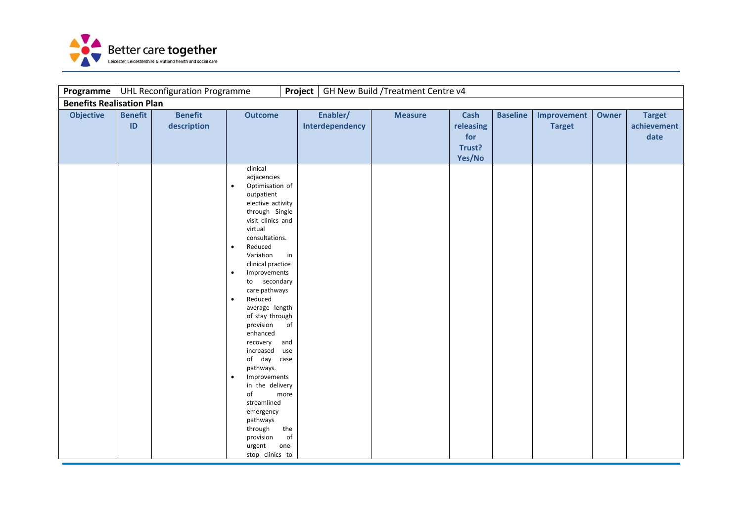| **Programme** | UHL Reconfiguration Programme | **Project** | GH New Build /Treatment Centre v4 |
|---|---|---|---|

**Benefits Realisation Plan**

| Objective | Benefit ID | Benefit description | Outcome | Enabler/ Interdependency | Measure | Cash releasing for Trust? Yes/No | Baseline | Improvement Target | Owner | Target achievement date |
|---|---|---|---|---|---|---|---|---|---|---|
| | | | clinical adjacencies<br>• Optimisation of outpatient elective activity through Single visit clinics and virtual consultations.<br>• Reduced Variation in clinical practice<br>• Improvements to secondary care pathways<br>• Reduced average length of stay through provision of enhanced recovery and increased use of day case pathways.<br>• Improvements in the delivery of more streamlined emergency pathways through the provision of urgent one-stop clinics to | | | | | | | |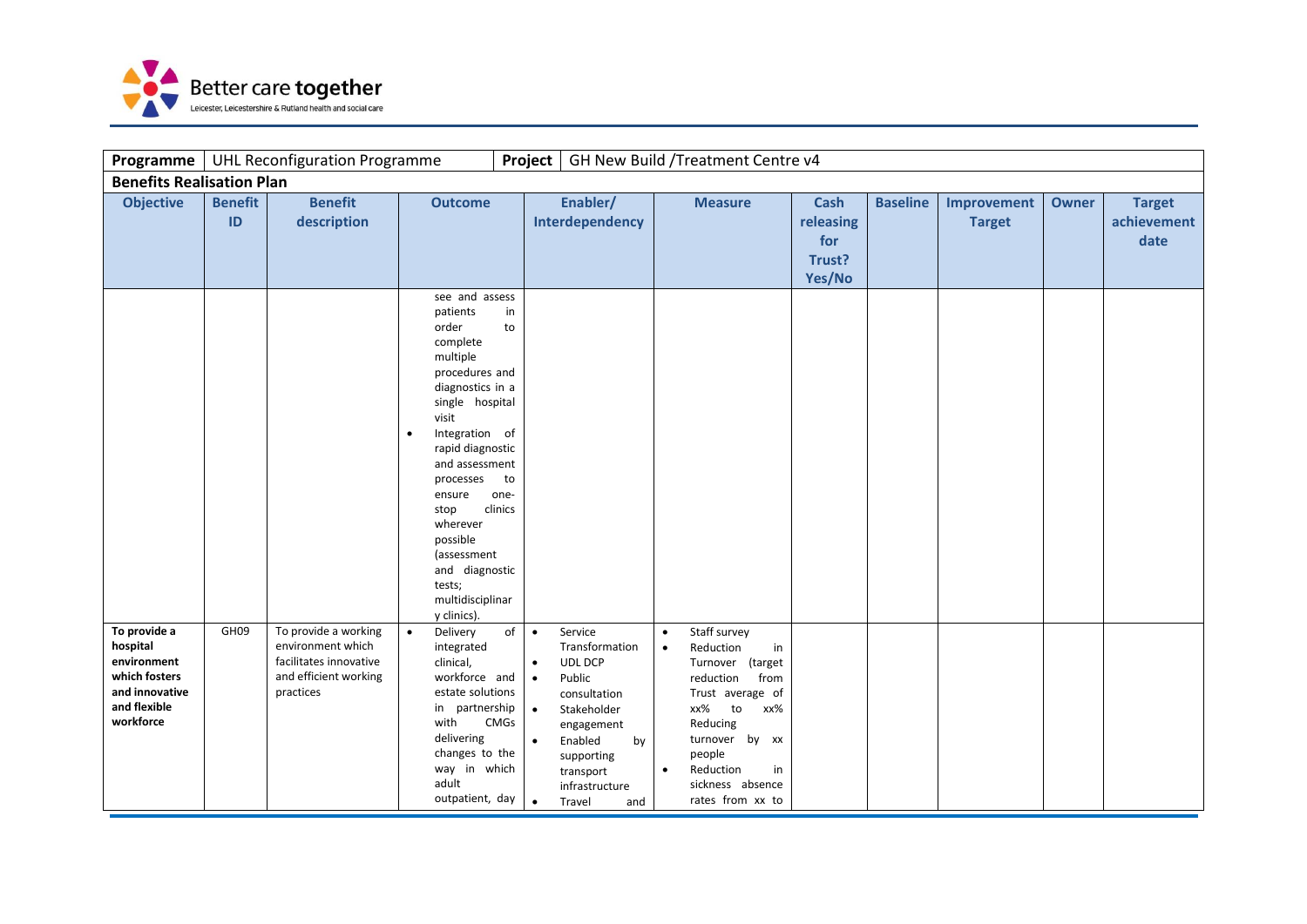| Programme | UHL Reconfiguration Programme | | | Project | GH New Build /Treatment Centre v4 | | | | | |
|---|---|---|---|---|---|---|---|---|---|---|
| **Benefits Realisation Plan** | | | | | | | | | | |
| **Objective** | **Benefit ID** | **Benefit description** | **Outcome** | **Enabler/ Interdependency** | **Measure** | **Cash releasing for Trust? Yes/No** | **Baseline** | **Improvement Target** | **Owner** | **Target achievement date** |
| | | | see and assess patients in order to complete multiple procedures and diagnostics in a single hospital visit<br>• Integration of rapid diagnostic and assessment processes to ensure one-stop clinics wherever possible (assessment and diagnostic tests; multidisciplinary clinics). | | | | | | | |
| **To provide a hospital environment which fosters and innovative and flexible workforce** | GH09 | To provide a working environment which facilitates innovative and efficient working practices | • Delivery of integrated clinical, workforce and estate solutions in partnership with CMGs delivering changes to the way in which adult outpatient, day | • Service Transformation<br>• UDL DCP<br>• Public consultation<br>• Stakeholder engagement<br>• Enabled by supporting transport infrastructure<br>• Travel and | • Staff survey<br>• Reduction in Turnover (target reduction from Trust average of xx% to xx% Reducing turnover by xx people<br>• Reduction in sickness absence rates from xx to | | | | | |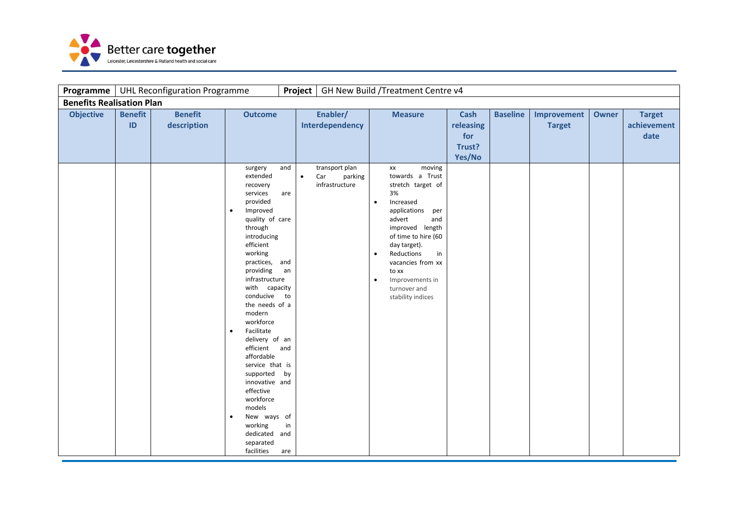| Programme | UHL Reconfiguration Programme | | | Project | GH New Build /Treatment Centre v4 | | | | | |
|---|---|---|---|---|---|---|---|---|---|---|
| **Benefits Realisation Plan** | | | | | | | | | | |
| **Objective** | **Benefit ID** | **Benefit description** | **Outcome** | **Enabler/ Interdependency** | **Measure** | **Cash releasing for Trust? Yes/No** | **Baseline** | **Improvement Target** | **Owner** | **Target achievement date** |
| | | | surgery and extended recovery services are provided<br>• Improved quality of care through introducing efficient working practices, and providing an infrastructure with capacity conducive to the needs of a modern workforce<br>• Facilitate delivery of an efficient and affordable service that is supported by innovative and effective workforce models<br>• New ways of working in dedicated and separated facilities are | transport plan<br>• Car parking infrastructure | xx moving towards a Trust stretch target of 3%<br>• Increased applications per advert and improved length of time to hire (60 day target).<br>• Reductions in vacancies from xx to xx<br>• Improvements in turnover and stability indices | | | | | |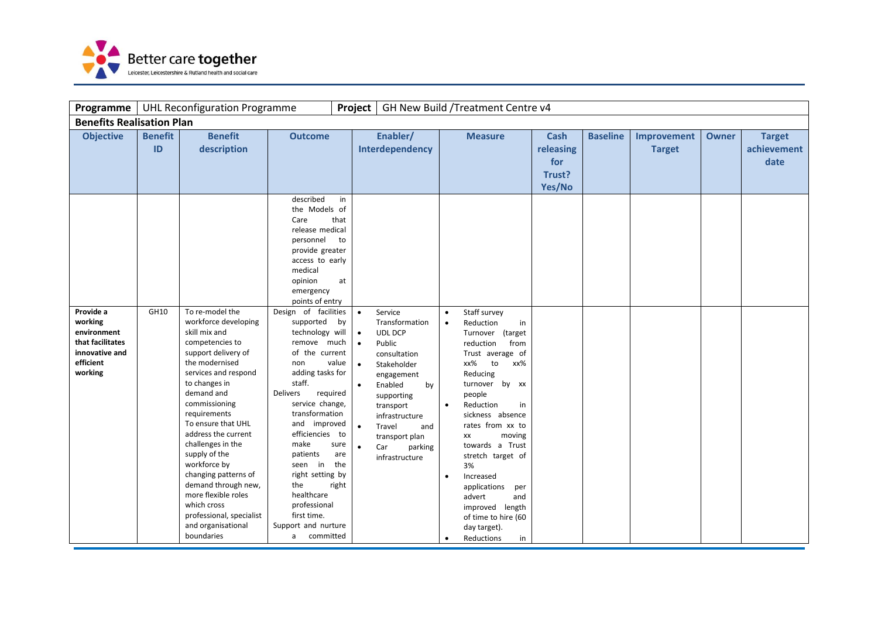| Programme | UHL Reconfiguration Programme | | | Project | GH New Build /Treatment Centre v4 | | | | | |
|---|---|---|---|---|---|---|---|---|---|---|
| **Benefits Realisation Plan** | | | | | | | | | | |
| **Objective** | **Benefit ID** | **Benefit description** | **Outcome** | **Enabler/ Interdependency** | **Measure** | **Cash releasing for Trust? Yes/No** | **Baseline** | **Improvement Target** | **Owner** | **Target achievement date** |
| | | | described in the Models of Care that release medical personnel to provide greater access to early medical opinion at emergency points of entry | | | | | | | |
| **Provide a working environment that facilitates innovative and efficient working** | GH10 | To re-model the workforce developing skill mix and competencies to support delivery of the modernised services and respond to changes in demand and commissioning requirements<br>To ensure that UHL address the current challenges in the supply of the workforce by changing patterns of demand through new, more flexible roles which cross professional, specialist and organisational boundaries | Design of facilities supported by technology will remove much of the current non value adding tasks for staff.<br>Delivers required service change, transformation and improved efficiencies to make sure patients are seen in the right setting by the right healthcare professional first time.<br>Support and nurture a committed | • Service Transformation<br>• UDL DCP<br>• Public consultation<br>• Stakeholder engagement<br>• Enabled by supporting transport infrastructure<br>• Travel and transport plan<br>• Car parking infrastructure | • Staff survey<br>• Reduction in Turnover (target reduction from Trust average of xx% to xx% Reducing turnover by xx people<br>• Reduction in sickness absence rates from xx to xx moving towards a Trust stretch target of 3%<br>• Increased applications per advert and improved length of time to hire (60 day target).<br>• Reductions in | | | | | |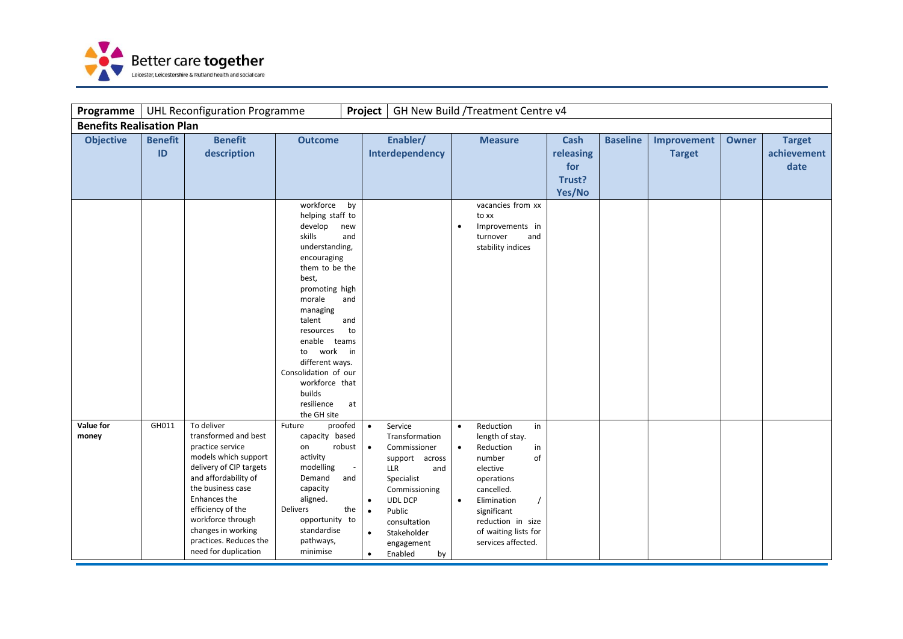| Programme | UHL Reconfiguration Programme | | | Project | GH New Build /Treatment Centre v4 | | | | | |
|---|---|---|---|---|---|---|---|---|---|---|
| **Benefits Realisation Plan** | | | | | | | | | | |
| **Objective** | **Benefit ID** | **Benefit description** | **Outcome** | **Enabler/ Interdependency** | **Measure** | **Cash releasing for Trust? Yes/No** | **Baseline** | **Improvement Target** | **Owner** | **Target achievement date** |
| | | | workforce by helping staff to develop new skills and understanding, encouraging them to be the best, promoting high morale and managing talent and resources to enable teams to work in different ways. Consolidation of our workforce that builds resilience at the GH site | | vacancies from xx to xx<br>• Improvements in turnover and stability indices | | | | | |
| **Value for money** | GH011 | To deliver transformed and best practice service models which support delivery of CIP targets and affordability of the business case Enhances the efficiency of the workforce through changes in working practices. Reduces the need for duplication | Future proofed capacity based on robust activity modelling - Demand and capacity aligned. Delivers the opportunity to standardise pathways, minimise | • Service Transformation<br>• Commissioner support across LLR and Specialist Commissioning<br>• UDL DCP<br>• Public consultation<br>• Stakeholder engagement<br>• Enabled by | • Reduction in length of stay.<br>• Reduction in number of elective operations cancelled.<br>• Elimination / significant reduction in size of waiting lists for services affected. | | | | | |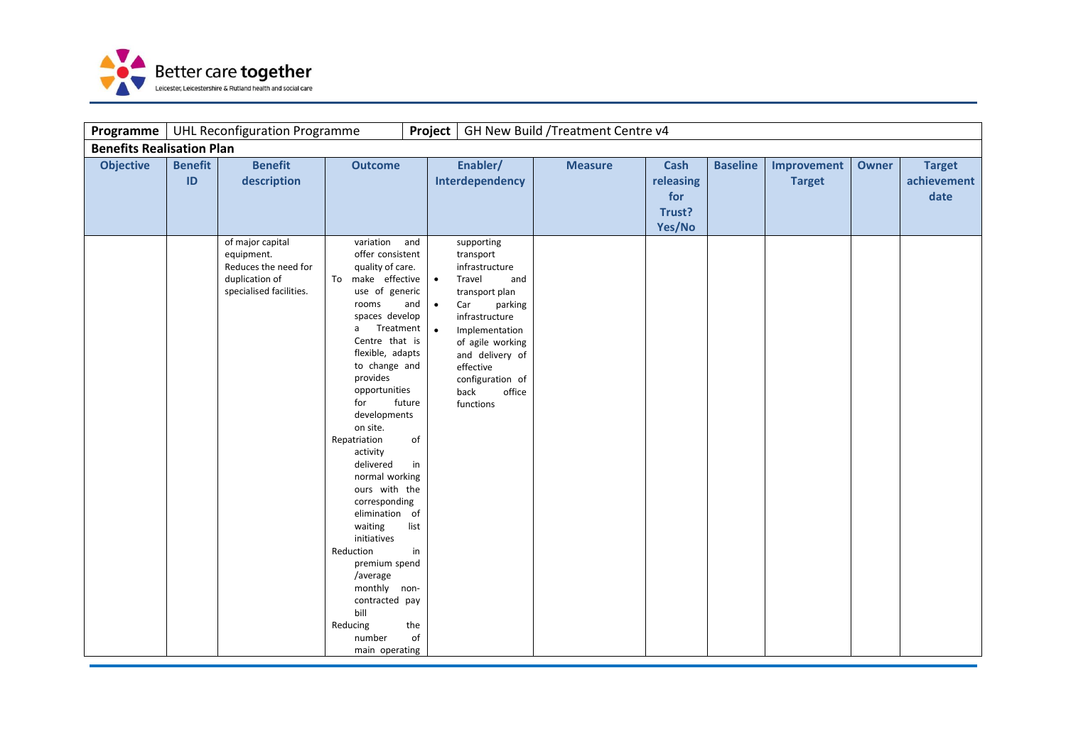| Programme | UHL Reconfiguration Programme | | | Project | GH New Build /Treatment Centre v4 | | | | | |
|---|---|---|---|---|---|---|---|---|---|---|
| **Benefits Realisation Plan** | | | | | | | | | | |
| **Objective** | **Benefit ID** | **Benefit description** | **Outcome** | **Enabler/ Interdependency** | **Measure** | **Cash releasing for Trust? Yes/No** | **Baseline** | **Improvement Target** | **Owner** | **Target achievement date** |
| | | of major capital equipment. Reduces the need for duplication of specialised facilities. | variation and offer consistent quality of care. To make effective use of generic rooms and spaces develop a Treatment Centre that is flexible, adapts to change and provides opportunities for future developments on site. Repatriation of activity delivered in normal working ours with the corresponding elimination of waiting list initiatives Reduction in premium spend /average monthly non-contracted pay bill Reducing the number of main operating | supporting transport infrastructure<br>• Travel and transport plan<br>• Car parking infrastructure<br>• Implementation of agile working and delivery of effective configuration of back office functions | | | | | | |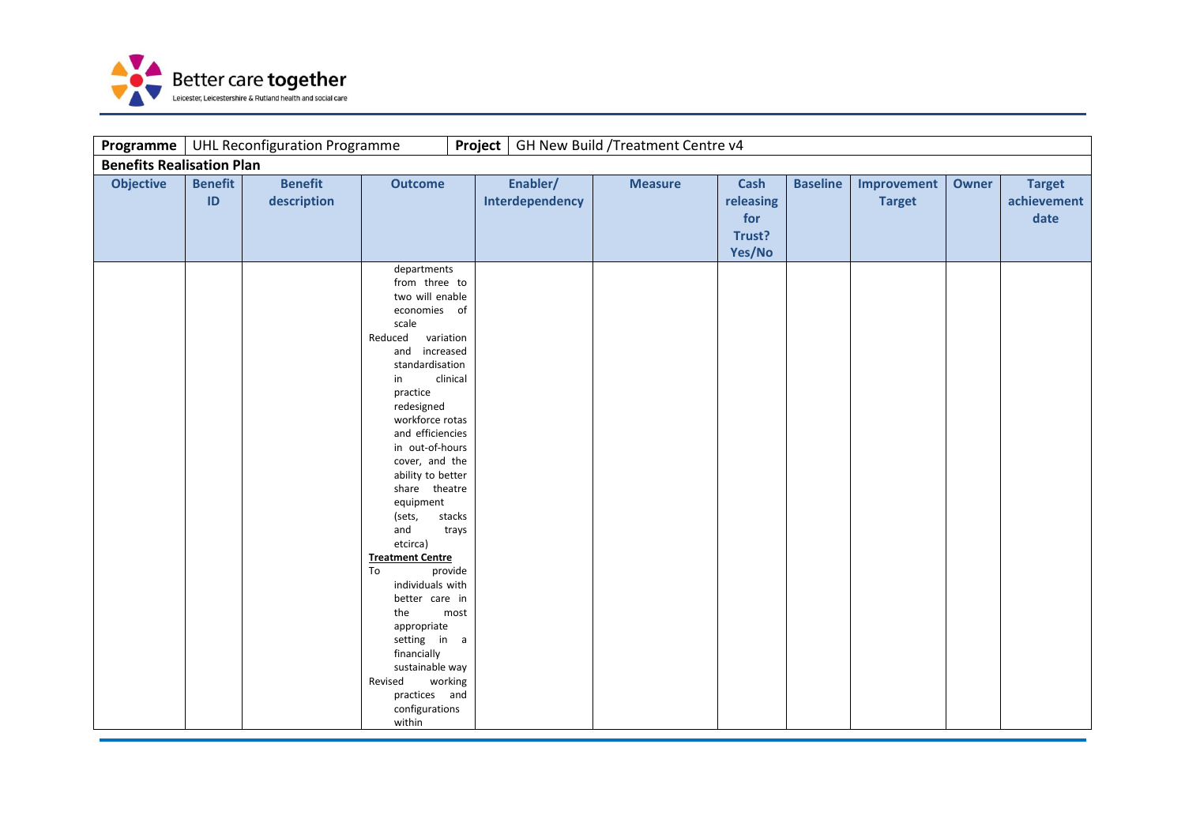| Programme | UHL Reconfiguration Programme | | | Project | GH New Build /Treatment Centre v4 | | | | | |
|---|---|---|---|---|---|---|---|---|---|---|
| **Benefits Realisation Plan** | | | | | | | | | | |
| **Objective** | **Benefit ID** | **Benefit description** | **Outcome** | **Enabler/ Interdependency** | **Measure** | **Cash releasing for Trust? Yes/No** | **Baseline** | **Improvement Target** | **Owner** | **Target achievement date** |
| | | | departments from three to two will enable economies of scale<br>Reduced variation and increased standardisation in clinical practice redesigned workforce rotas and efficiencies in out-of-hours cover, and the ability to better share theatre equipment (sets, stacks and trays etcirca)<br>**Treatment Centre**<br>To provide individuals with better care in the most appropriate setting in a financially sustainable way<br>Revised working practices and configurations within | | | | | | | |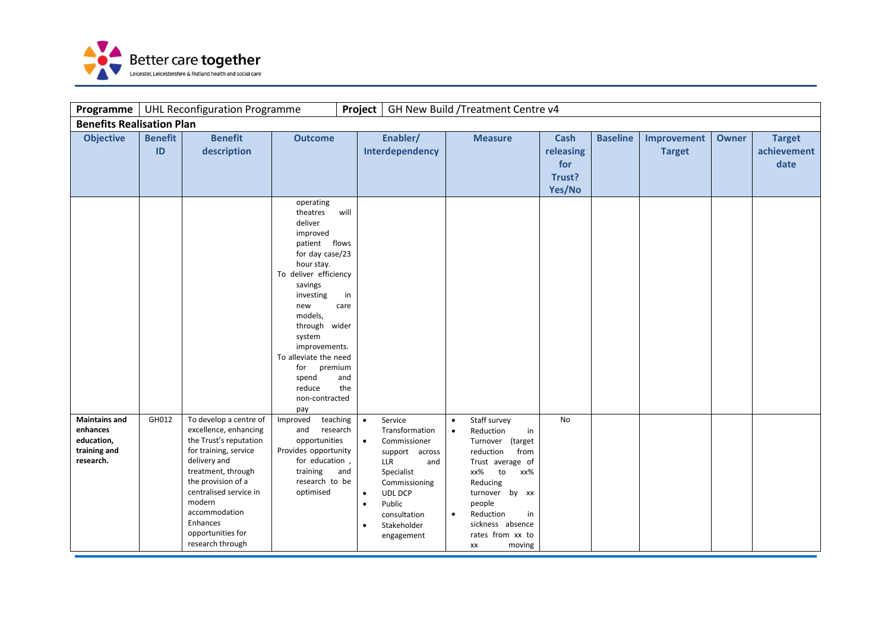| Programme | UHL Reconfiguration Programme | | | Project | GH New Build /Treatment Centre v4 | | | | | |
|---|---|---|---|---|---|---|---|---|---|---|
| **Benefits Realisation Plan** | | | | | | | | | | |
| **Objective** | **Benefit ID** | **Benefit description** | **Outcome** | **Enabler/ Interdependency** | **Measure** | **Cash releasing for Trust? Yes/No** | **Baseline** | **Improvement Target** | **Owner** | **Target achievement date** |
| | | | operating theatres will deliver improved patient flows for day case/23 hour stay.<br>To deliver efficiency savings investing in new care models, through wider system improvements.<br>To alleviate the need for premium spend and reduce the non-contracted pay | | | | | | | |
| **Maintains and enhances education, training and research.** | GH012 | To develop a centre of excellence, enhancing the Trust's reputation for training, service delivery and treatment, through the provision of a centralised service in modern accommodation<br>Enhances opportunities for research through | Improved teaching and research opportunities<br>Provides opportunity for education , training and research to be optimised | • Service Transformation<br>• Commissioner support across LLR and Specialist Commissioning<br>• UDL DCP<br>• Public consultation<br>• Stakeholder engagement | • Staff survey<br>• Reduction in Turnover (target reduction from Trust average of xx% to xx% Reducing turnover by xx people<br>• Reduction in sickness absence rates from xx to xx moving | No | | | | |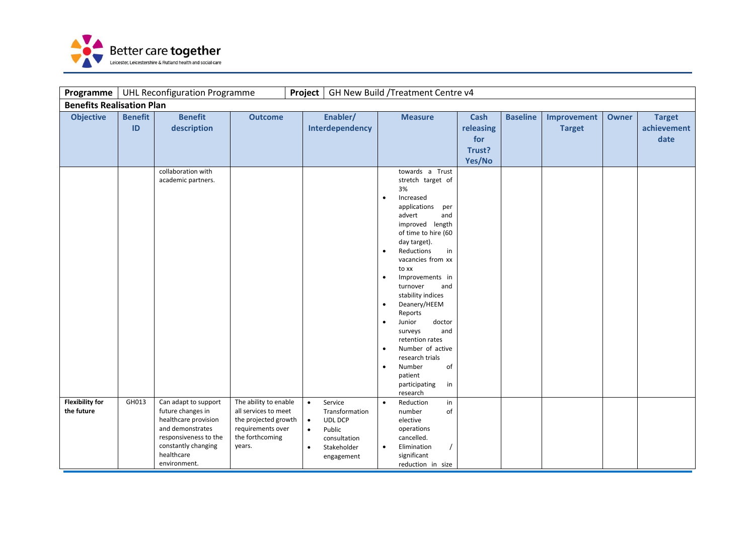| Programme | UHL Reconfiguration Programme | | | Project | GH New Build /Treatment Centre v4 | | | | | |
|---|---|---|---|---|---|---|---|---|---|---|
| **Benefits Realisation Plan** | | | | | | | | | | |
| **Objective** | **Benefit ID** | **Benefit description** | **Outcome** | **Enabler/ Interdependency** | **Measure** | **Cash releasing for Trust? Yes/No** | **Baseline** | **Improvement Target** | **Owner** | **Target achievement date** |
| | | collaboration with academic partners. | | | towards a Trust stretch target of 3%<br>• Increased applications per advert and improved length of time to hire (60 day target).<br>• Reductions in vacancies from xx to xx<br>• Improvements in turnover and stability indices<br>• Deanery/HEEM Reports<br>• Junior doctor surveys and retention rates<br>• Number of active research trials<br>• Number of patient participating in research | | | | | |
| **Flexibility for the future** | GH013 | Can adapt to support future changes in healthcare provision and demonstrates responsiveness to the constantly changing healthcare environment. | The ability to enable all services to meet the projected growth requirements over the forthcoming years. | • Service Transformation<br>• UDL DCP<br>• Public consultation<br>• Stakeholder engagement | • Reduction in number of elective operations cancelled.<br>• Elimination / significant reduction in size | | | | | |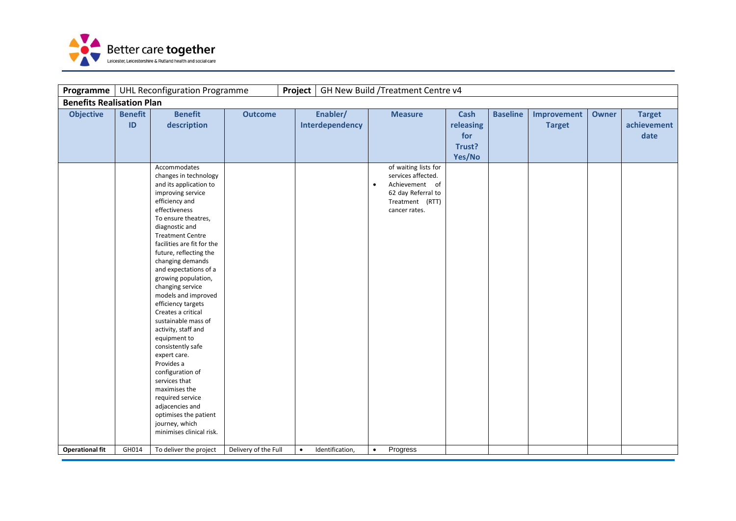| Programme | UHL Reconfiguration Programme | | | Project | GH New Build /Treatment Centre v4 | | | | | |
|---|---|---|---|---|---|---|---|---|---|---|
| **Benefits Realisation Plan** | | | | | | | | | | |
| **Objective** | **Benefit ID** | **Benefit description** | **Outcome** | **Enabler/ Interdependency** | **Measure** | **Cash releasing for Trust? Yes/No** | **Baseline** | **Improvement Target** | **Owner** | **Target achievement date** |
| | | Accommodates changes in technology and its application to improving service efficiency and effectiveness<br>To ensure theatres, diagnostic and Treatment Centre facilities are fit for the future, reflecting the changing demands and expectations of a growing population, changing service models and improved efficiency targets<br>Creates a critical sustainable mass of activity, staff and equipment to consistently safe expert care.<br>Provides a configuration of services that maximises the required service adjacencies and optimises the patient journey, which minimises clinical risk. | | | of waiting lists for services affected.<br>• Achievement of 62 day Referral to Treatment (RTT) cancer rates. | | | | | |
| **Operational fit** | GH014 | To deliver the project | Delivery of the Full | • Identification, | • Progress | | | | | |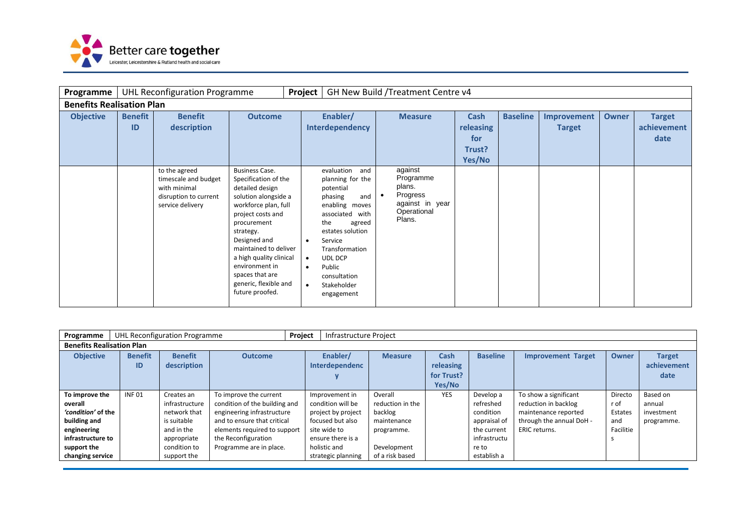| Programme | UHL Reconfiguration Programme | | | Project | GH New Build /Treatment Centre v4 | | | | | |
|---|---|---|---|---|---|---|---|---|---|---|
| **Benefits Realisation Plan** | | | | | | | | | | |
| **Objective** | **Benefit ID** | **Benefit description** | **Outcome** | **Enabler/ Interdependency** | **Measure** | **Cash releasing for Trust? Yes/No** | **Baseline** | **Improvement Target** | **Owner** | **Target achievement date** |
| | | to the agreed timescale and budget with minimal disruption to current service delivery | Business Case. Specification of the detailed design solution alongside a workforce plan, full project costs and procurement strategy. Designed and maintained to deliver a high quality clinical environment in spaces that are generic, flexible and future proofed. | evaluation and planning for the potential phasing and enabling moves associated with the agreed estates solution<br>• Service Transformation<br>• UDL DCP<br>• Public consultation<br>• Stakeholder engagement | against Programme plans.<br>• Progress against in year Operational Plans. | | | | | |

| Programme | UHL Reconfiguration Programme | | | Project | Infrastructure Project | | | | | |
|---|---|---|---|---|---|---|---|---|---|---|
| **Benefits Realisation Plan** | | | | | | | | | | |
| **Objective** | **Benefit ID** | **Benefit description** | **Outcome** | **Enabler/ Interdependency** | **Measure** | **Cash releasing for Trust? Yes/No** | **Baseline** | **Improvement Target** | **Owner** | **Target achievement date** |
| **To improve the overall *'condition'* of the building and engineering infrastructure to support the changing service** | INF 01 | Creates an infrastructure network that is suitable and in the appropriate condition to support the | To improve the current condition of the building and engineering infrastructure and to ensure that critical elements required to support the Reconfiguration Programme are in place. | Improvement in condition will be project by project focused but also site wide to ensure there is a holistic and strategic planning | Overall reduction in the backlog maintenance programme.<br><br>Development of a risk based | YES | Develop a refreshed condition appraisal of the current infrastructure to establish a | To show a significant reduction in backlog maintenance reported through the annual DoH - ERIC returns. | Director of Estates and Facilities | Based on annual investment programme. |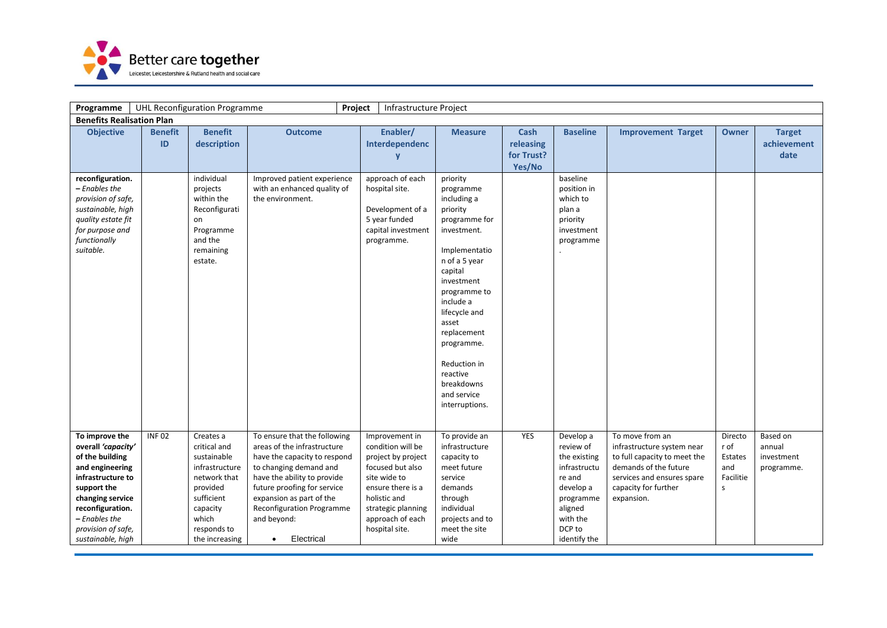| Programme | UHL Reconfiguration Programme | | | Project | Infrastructure Project | | | | | |
|---|---|---|---|---|---|---|---|---|---|---|
| **Benefits Realisation Plan** | | | | | | | | | | |
| **Objective** | **Benefit ID** | **Benefit description** | **Outcome** | **Enabler/ Interdependency** | **Measure** | **Cash releasing for Trust? Yes/No** | **Baseline** | **Improvement Target** | **Owner** | **Target achievement date** |
| **reconfiguration.** – *Enables the provision of safe, sustainable, high quality estate fit for purpose and functionally suitable.* | | individual projects within the Reconfiguration Programme and the remaining estate. | Improved patient experience with an enhanced quality of the environment. | approach of each hospital site.<br><br>Development of a 5 year funded capital investment programme. | priority programme including a priority programme for investment.<br><br>Implementation of a 5 year capital investment programme to include a lifecycle and asset replacement programme.<br><br>Reduction in reactive breakdowns and service interruptions. | | baseline position in which to plan a priority investment programme. | | | |
| **To improve the overall *'capacity'* of the building and engineering infrastructure to support the changing service reconfiguration.** – *Enables the provision of safe, sustainable, high* | INF 02 | Creates a critical and sustainable infrastructure network that provided sufficient capacity which responds to the increasing | To ensure that the following areas of the infrastructure have the capacity to respond to changing demand and have the ability to provide future proofing for service expansion as part of the Reconfiguration Programme and beyond:<br><br>• Electrical | Improvement in condition will be project by project focused but also site wide to ensure there is a holistic and strategic planning approach of each hospital site. | To provide an infrastructure capacity to meet future service demands through individual projects and to meet the site wide | YES | Develop a review of the existing infrastructure and develop a programme aligned with the DCP to identify the | To move from an infrastructure system near to full capacity to meet the demands of the future services and ensures spare capacity for further expansion. | Director of Estates and Facilities | Based on annual investment programme. |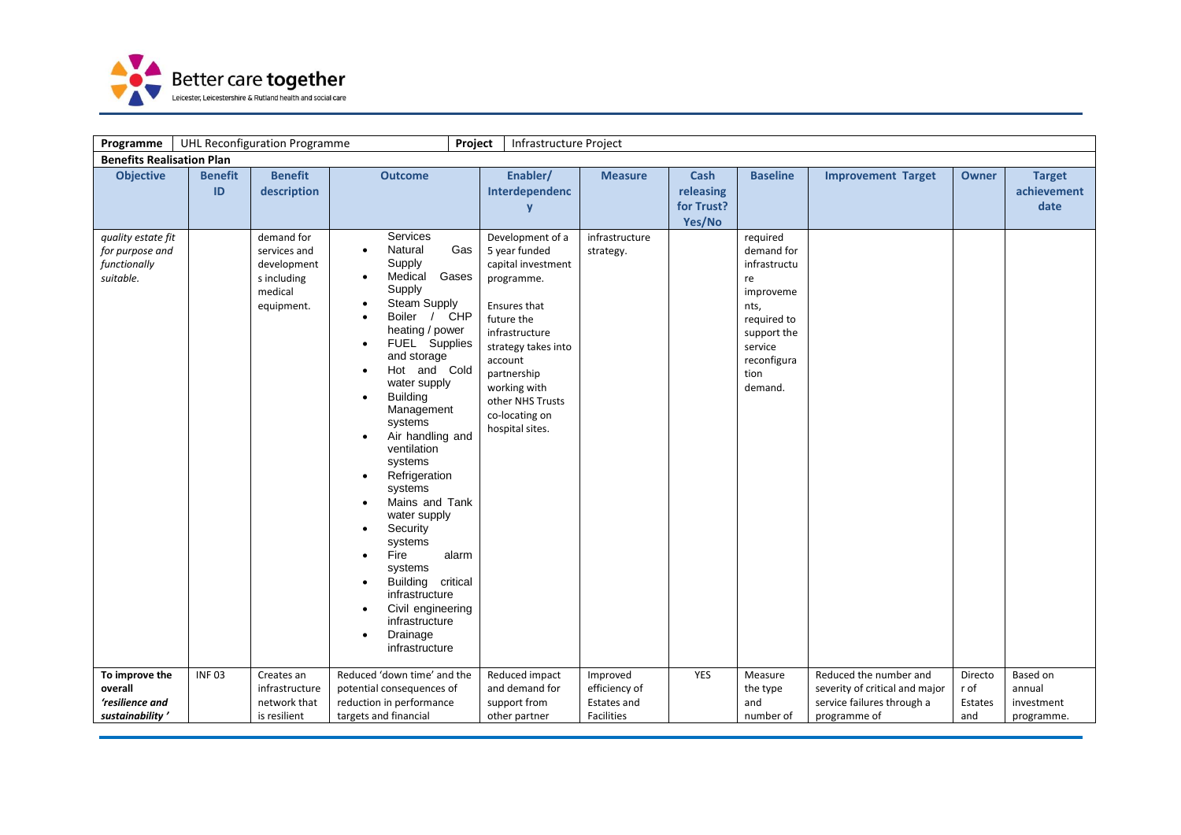| Programme | UHL Reconfiguration Programme | | | Project | Infrastructure Project | | | | | |
|---|---|---|---|---|---|---|---|---|---|---|
| **Benefits Realisation Plan** | | | | | | | | | | |
| **Objective** | **Benefit ID** | **Benefit description** | **Outcome** | **Enabler/ Interdependency** | **Measure** | **Cash releasing for Trust? Yes/No** | **Baseline** | **Improvement Target** | **Owner** | **Target achievement date** |
| *quality estate fit for purpose and functionally suitable.* | | demand for services and development s including medical equipment. | Services<br>• Natural Gas Supply<br>• Medical Gases Supply<br>• Steam Supply<br>• Boiler / CHP heating / power<br>• FUEL Supplies and storage<br>• Hot and Cold water supply<br>• Building Management systems<br>• Air handling and ventilation systems<br>• Refrigeration systems<br>• Mains and Tank water supply<br>• Security systems<br>• Fire alarm systems<br>• Building critical infrastructure<br>• Civil engineering infrastructure<br>• Drainage infrastructure | Development of a 5 year funded capital investment programme.<br><br>Ensures that future the infrastructure strategy takes into account partnership working with other NHS Trusts co-locating on hospital sites. | infrastructure strategy. | | required demand for infrastructure improvements, required to support the service reconfiguration demand. | | | |
| **To improve the overall *'resilience and sustainability'*** | INF 03 | Creates an infrastructure network that is resilient | Reduced 'down time' and the potential consequences of reduction in performance targets and financial | Reduced impact and demand for support from other partner | Improved efficiency of Estates and Facilities | YES | Measure the type and number of | Reduced the number and severity of critical and major service failures through a programme of | Director of Estates and | Based on annual investment programme. |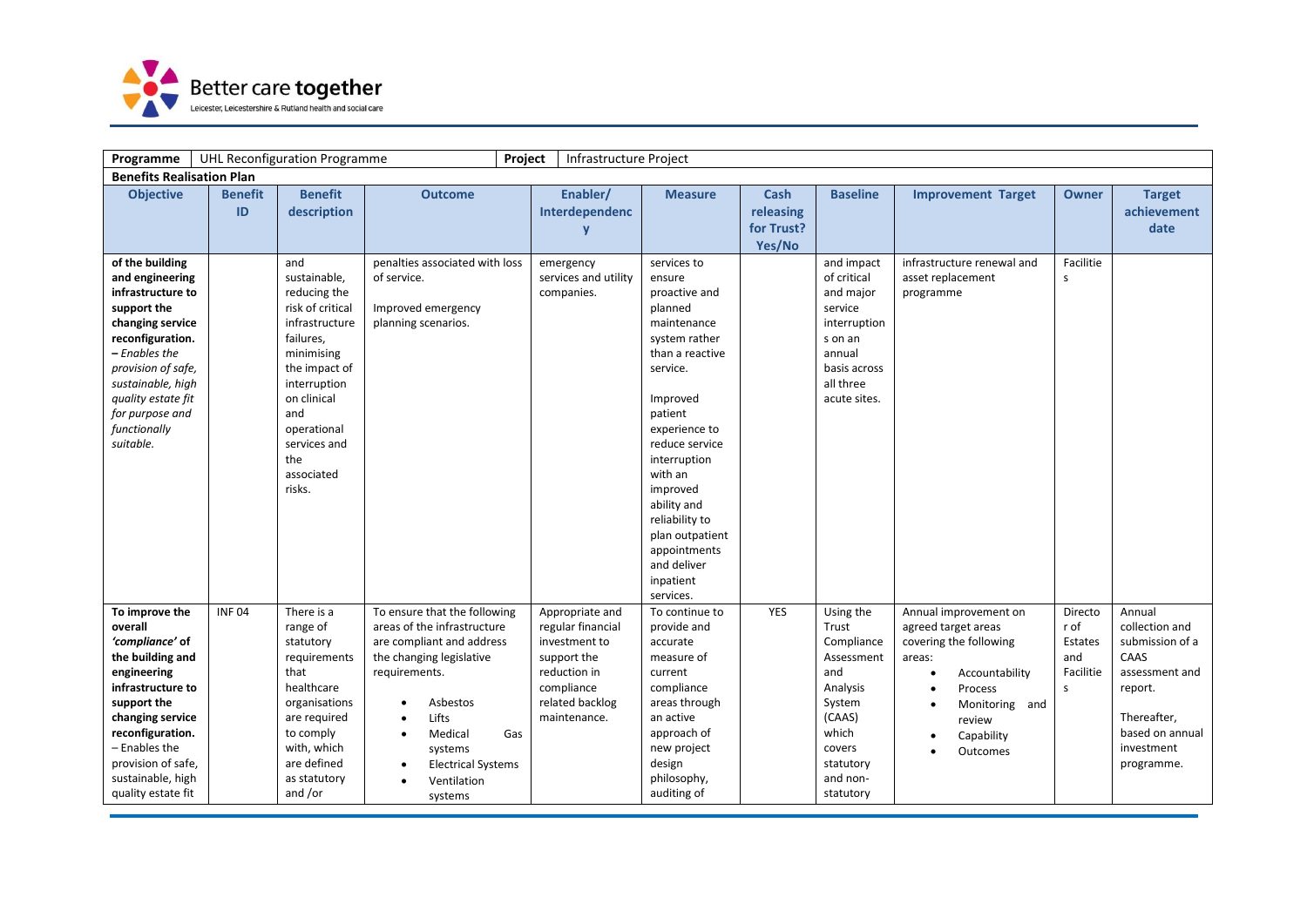| Programme | UHL Reconfiguration Programme | | | Project | Infrastructure Project | | | | | |
|---|---|---|---|---|---|---|---|---|---|---|
| **Benefits Realisation Plan** | | | | | | | | | | |
| **Objective** | **Benefit ID** | **Benefit description** | **Outcome** | **Enabler/ Interdependency** | **Measure** | **Cash releasing for Trust? Yes/No** | **Baseline** | **Improvement Target** | **Owner** | **Target achievement date** |
| **of the building and engineering infrastructure to support the changing service reconfiguration. –** *Enables the provision of safe, sustainable, high quality estate fit for purpose and functionally suitable.* | | and sustainable, reducing the risk of critical infrastructure failures, minimising the impact of interruption on clinical and operational services and the associated risks. | penalties associated with loss of service.<br><br>Improved emergency planning scenarios. | emergency services and utility companies. | services to ensure proactive and planned maintenance system rather than a reactive service.<br><br>Improved patient experience to reduce service interruption with an improved ability and reliability to plan outpatient appointments and deliver inpatient services. | | and impact of critical and major service interruptions on an annual basis across all three acute sites. | infrastructure renewal and asset replacement programme | Facilities | |
| **To improve the overall *'compliance'* of the building and engineering infrastructure to support the changing service reconfiguration.** – Enables the provision of safe, sustainable, high quality estate fit | INF 04 | There is a range of statutory requirements that healthcare organisations are required to comply with, which are defined as statutory and /or | To ensure that the following areas of the infrastructure are compliant and address the changing legislative requirements.<br>• Asbestos<br>• Lifts<br>• Medical Gas systems<br>• Electrical Systems<br>• Ventilation systems | Appropriate and regular financial investment to support the reduction in compliance related backlog maintenance. | To continue to provide and accurate measure of current compliance areas through an active approach of new project design philosophy, auditing of | YES | Using the Trust Compliance Assessment and Analysis System (CAAS) which covers statutory and non-statutory | Annual improvement on agreed target areas covering the following areas:<br>• Accountability<br>• Process<br>• Monitoring and review<br>• Capability<br>• Outcomes | Director of Estates and Facilities | Annual collection and submission of a CAAS assessment and report.<br><br>Thereafter, based on annual investment programme. |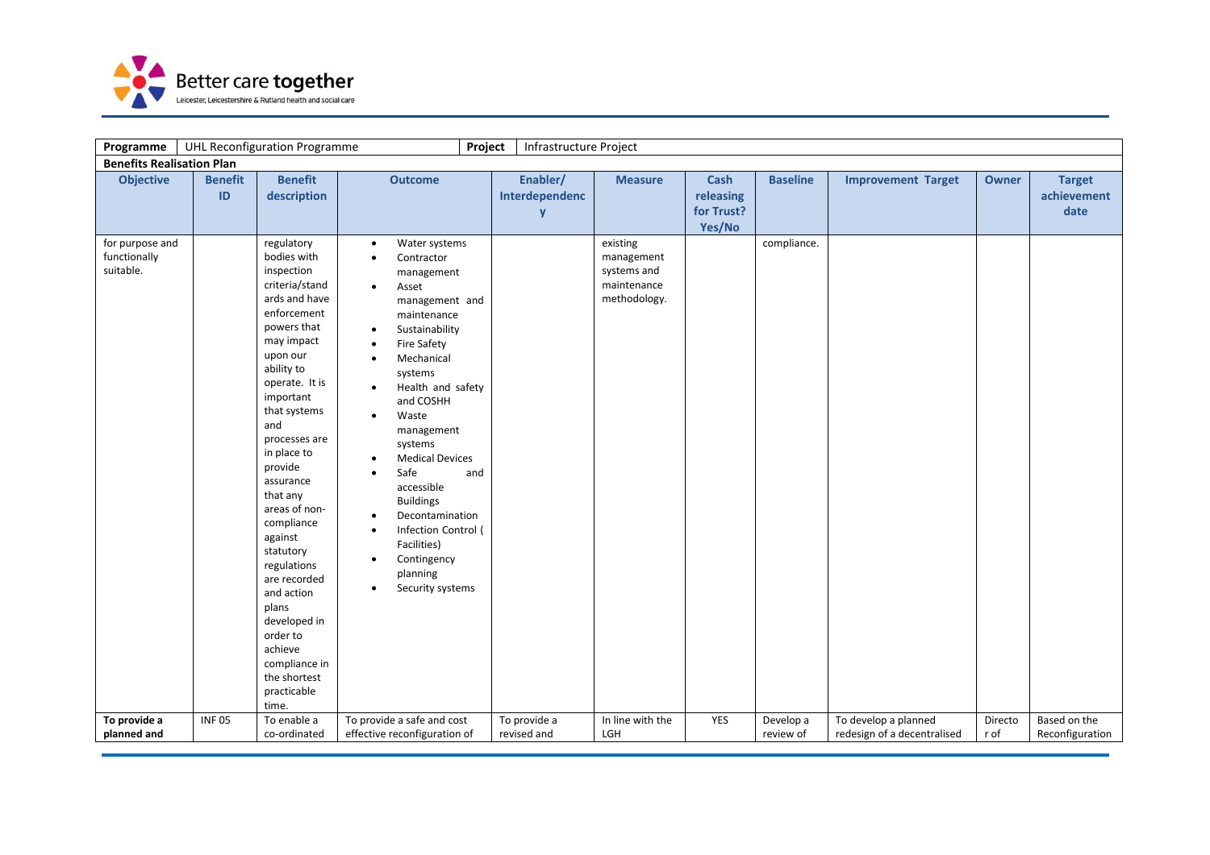| Programme | UHL Reconfiguration Programme | | | Project | Infrastructure Project | | | | | |
|---|---|---|---|---|---|---|---|---|---|---|
| **Benefits Realisation Plan** | | | | | | | | | | |
| **Objective** | **Benefit ID** | **Benefit description** | **Outcome** | **Enabler/ Interdependency** | **Measure** | **Cash releasing for Trust? Yes/No** | **Baseline** | **Improvement Target** | **Owner** | **Target achievement date** |
| for purpose and functionally suitable. | | regulatory bodies with inspection criteria/standards and have enforcement powers that may impact upon our ability to operate. It is important that systems and processes are in place to provide assurance that any areas of non-compliance against statutory regulations are recorded and action plans developed in order to achieve compliance in the shortest practicable time. | • Water systems<br>• Contractor management<br>• Asset management and maintenance<br>• Sustainability<br>• Fire Safety<br>• Mechanical systems<br>• Health and safety and COSHH<br>• Waste management systems<br>• Medical Devices<br>• Safe and accessible Buildings<br>• Decontamination<br>• Infection Control ( Facilities)<br>• Contingency planning<br>• Security systems | | existing management systems and maintenance methodology. | | compliance. | | | |
| **To provide a planned and** | INF 05 | To enable a co-ordinated | To provide a safe and cost effective reconfiguration of | To provide a revised and | In line with the LGH | YES | Develop a review of | To develop a planned redesign of a decentralised | Director of | Based on the Reconfiguration |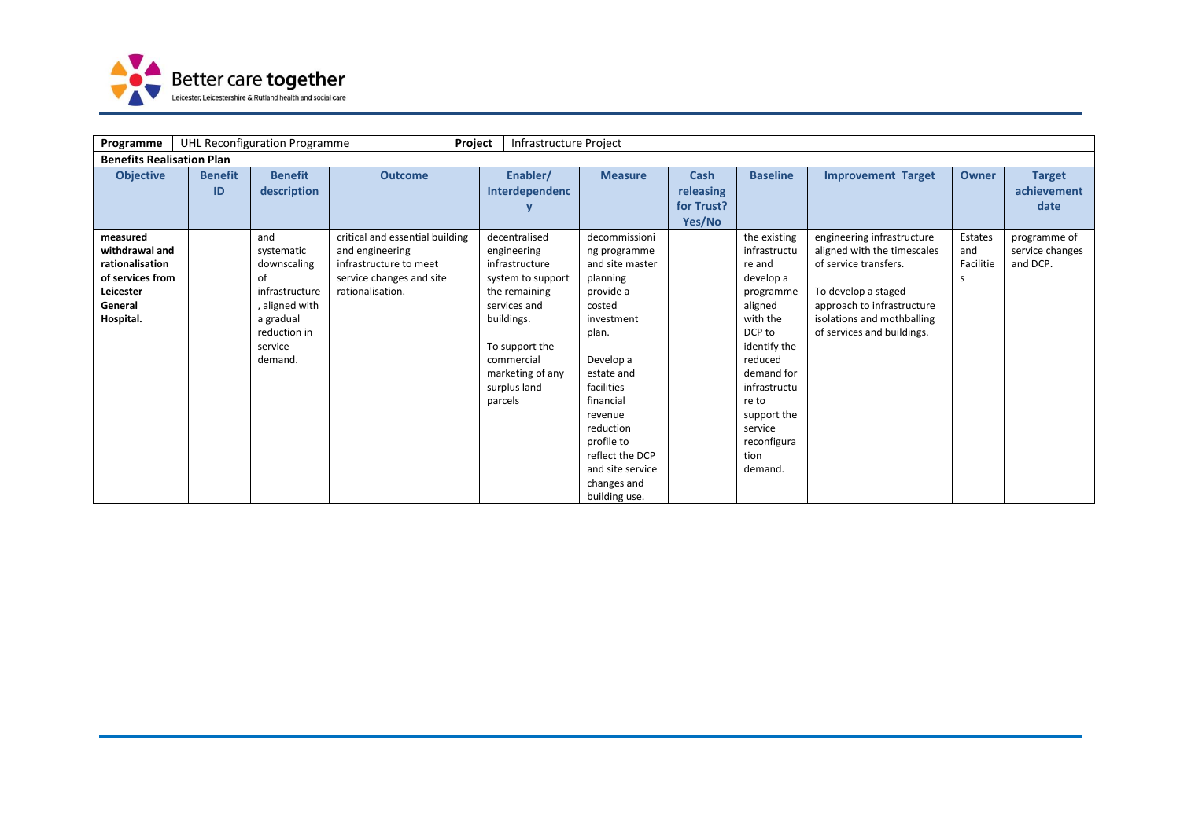| Programme | UHL Reconfiguration Programme | | | Project | Infrastructure Project | | | | | |
|---|---|---|---|---|---|---|---|---|---|---|
| **Benefits Realisation Plan** | | | | | | | | | | |
| **Objective** | **Benefit ID** | **Benefit description** | **Outcome** | **Enabler/ Interdependency** | **Measure** | **Cash releasing for Trust? Yes/No** | **Baseline** | **Improvement Target** | **Owner** | **Target achievement date** |
| **measured withdrawal and rationalisation of services from Leicester General Hospital.** | | and systematic downscaling of infrastructure, aligned with a gradual reduction in service demand. | critical and essential building and engineering infrastructure to meet service changes and site rationalisation. | decentralised engineering infrastructure system to support the remaining services and buildings.<br><br>To support the commercial marketing of any surplus land parcels | decommissioning programme and site master planning provide a costed investment plan.<br><br>Develop a estate and facilities financial revenue reduction profile to reflect the DCP and site service changes and building use. | | the existing infrastructure and develop a programme aligned with the DCP to identify the reduced demand for infrastructure to support the service reconfiguration demand. | engineering infrastructure aligned with the timescales of service transfers.<br><br>To develop a staged approach to infrastructure isolations and mothballing of services and buildings. | Estates and Facilities | programme of service changes and DCP. |